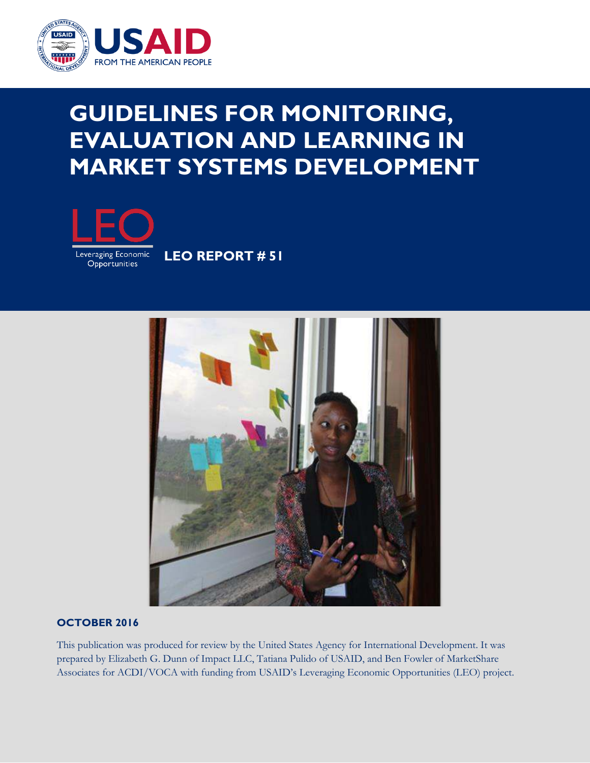USAID

FROM THE AMERICAN PEOPLE

# GUIDELINES FOR MONITORING, EVALUATION AND LEARNING IN MARKET SYSTEMS DEVELOPMENT

LEO

Leveraging Economic Opportunities

**LEO REPORT # 51**

**OCTOBER 2016**

This publication was produced for review by the United States Agency for International Development. It was prepared by Elizabeth G. Dunn of Impact LLC, Tatiana Pulido of USAID, and Ben Fowler of MarketShare Associates for ACDI/VOCA with funding from USAID's Leveraging Economic Opportunities (LEO) project.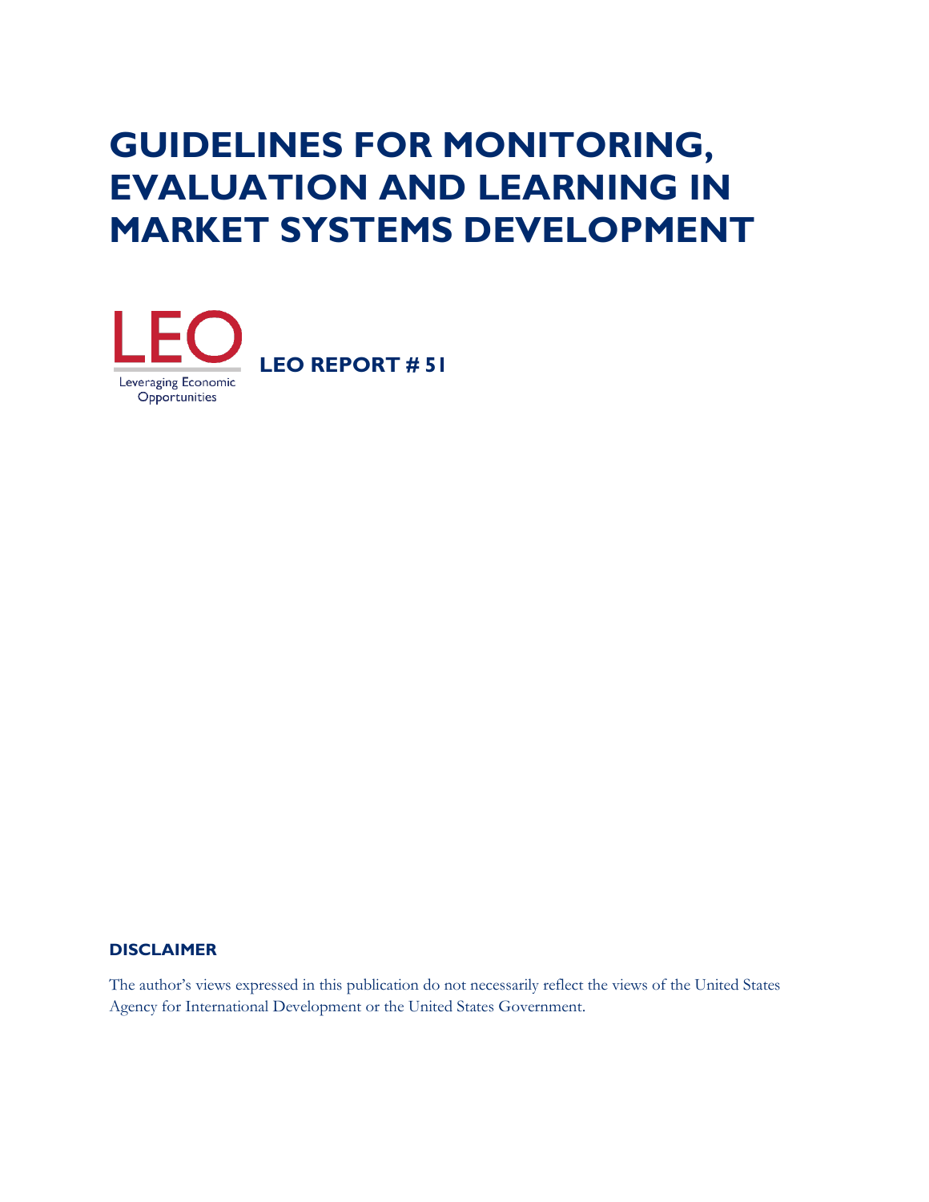# GUIDELINES FOR MONITORING, EVALUATION AND LEARNING IN MARKET SYSTEMS DEVELOPMENT

LEO

Leveraging Economic Opportunities

**LEO REPORT # 51**

**DISCLAIMER**

The author's views expressed in this publication do not necessarily reflect the views of the United States Agency for International Development or the United States Government.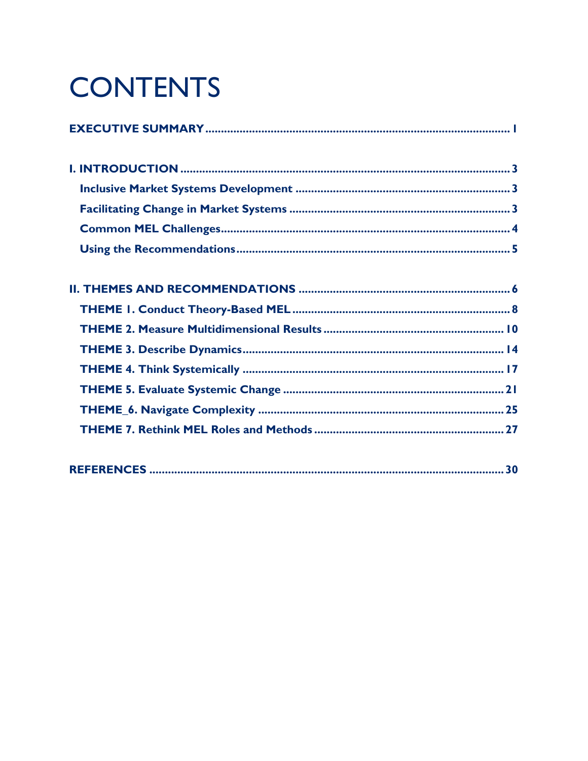# CONTENTS

**EXECUTIVE SUMMARY** .......... 1

**I. INTRODUCTION** .......... 3

- **Inclusive Market Systems Development** .......... 3
- **Facilitating Change in Market Systems** .......... 3
- **Common MEL Challenges** .......... 4
- **Using the Recommendations** .......... 5

**II. THEMES AND RECOMMENDATIONS** .......... 6

- **THEME 1. Conduct Theory-Based MEL** .......... 8
- **THEME 2. Measure Multidimensional Results** .......... 10
- **THEME 3. Describe Dynamics** .......... 14
- **THEME 4. Think Systemically** .......... 17
- **THEME 5. Evaluate Systemic Change** .......... 21
- **THEME_6. Navigate Complexity** .......... 25
- **THEME 7. Rethink MEL Roles and Methods** .......... 27

**REFERENCES** .......... 30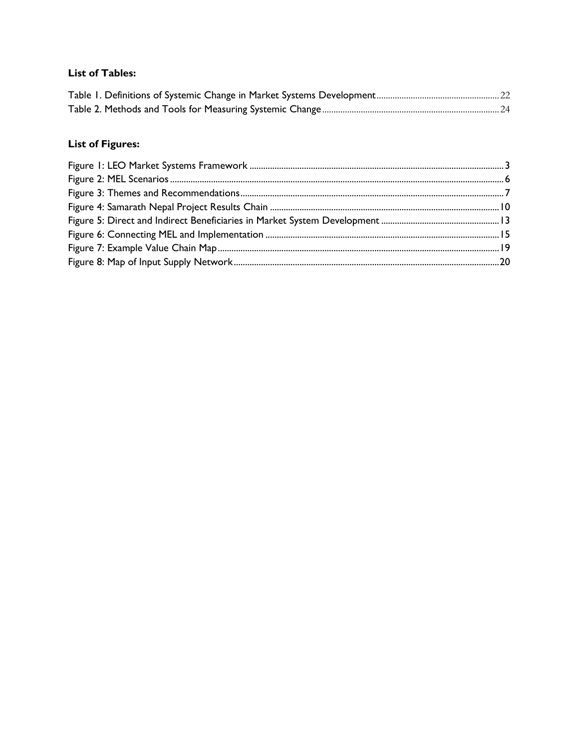**List of Tables:**

Table 1. Definitions of Systemic Change in Market Systems Development ..... 22
Table 2. Methods and Tools for Measuring Systemic Change ..... 24

**List of Figures:**

Figure 1: LEO Market Systems Framework ..... 3
Figure 2: MEL Scenarios ..... 6
Figure 3: Themes and Recommendations ..... 7
Figure 4: Samarath Nepal Project Results Chain ..... 10
Figure 5: Direct and Indirect Beneficiaries in Market System Development ..... 13
Figure 6: Connecting MEL and Implementation ..... 15
Figure 7: Example Value Chain Map ..... 19
Figure 8: Map of Input Supply Network ..... 20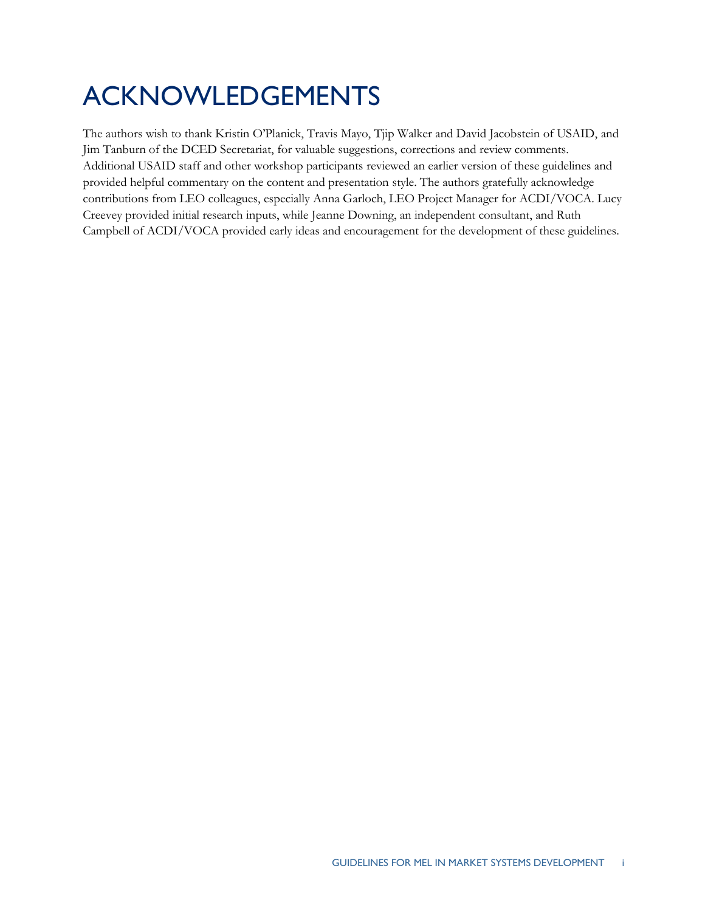# ACKNOWLEDGEMENTS

The authors wish to thank Kristin O'Planick, Travis Mayo, Tjip Walker and David Jacobstein of USAID, and Jim Tanburn of the DCED Secretariat, for valuable suggestions, corrections and review comments. Additional USAID staff and other workshop participants reviewed an earlier version of these guidelines and provided helpful commentary on the content and presentation style. The authors gratefully acknowledge contributions from LEO colleagues, especially Anna Garloch, LEO Project Manager for ACDI/VOCA. Lucy Creevey provided initial research inputs, while Jeanne Downing, an independent consultant, and Ruth Campbell of ACDI/VOCA provided early ideas and encouragement for the development of these guidelines.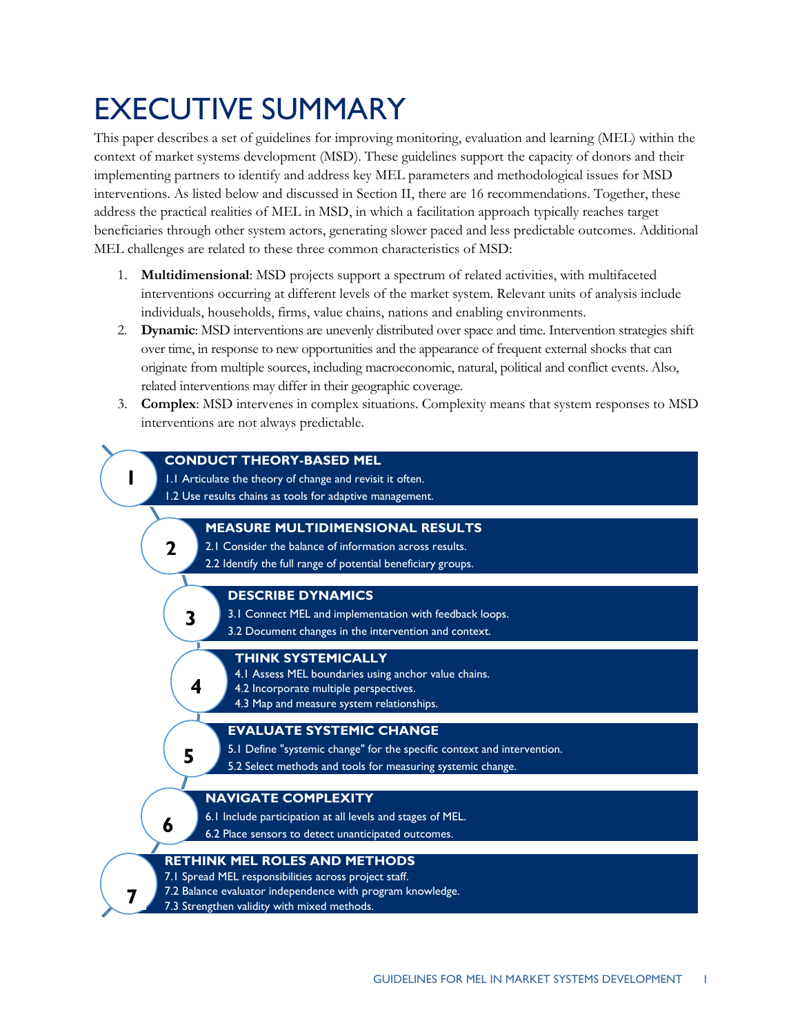# EXECUTIVE SUMMARY

This paper describes a set of guidelines for improving monitoring, evaluation and learning (MEL) within the context of market systems development (MSD). These guidelines support the capacity of donors and their implementing partners to identify and address key MEL parameters and methodological issues for MSD interventions. As listed below and discussed in Section II, there are 16 recommendations. Together, these address the practical realities of MEL in MSD, in which a facilitation approach typically reaches target beneficiaries through other system actors, generating slower paced and less predictable outcomes. Additional MEL challenges are related to these three common characteristics of MSD:

1. **Multidimensional**: MSD projects support a spectrum of related activities, with multifaceted interventions occurring at different levels of the market system. Relevant units of analysis include individuals, households, firms, value chains, nations and enabling environments.
2. **Dynamic**: MSD interventions are unevenly distributed over space and time. Intervention strategies shift over time, in response to new opportunities and the appearance of frequent external shocks that can originate from multiple sources, including macroeconomic, natural, political and conflict events. Also, related interventions may differ in their geographic coverage.
3. **Complex**: MSD intervenes in complex situations. Complexity means that system responses to MSD interventions are not always predictable.

**1 — CONDUCT THEORY-BASED MEL**
- 1.1 Articulate the theory of change and revisit it often.
- 1.2 Use results chains as tools for adaptive management.

**2 — MEASURE MULTIDIMENSIONAL RESULTS**
- 2.1 Consider the balance of information across results.
- 2.2 Identify the full range of potential beneficiary groups.

**3 — DESCRIBE DYNAMICS**
- 3.1 Connect MEL and implementation with feedback loops.
- 3.2 Document changes in the intervention and context.

**4 — THINK SYSTEMICALLY**
- 4.1 Assess MEL boundaries using anchor value chains.
- 4.2 Incorporate multiple perspectives.
- 4.3 Map and measure system relationships.

**5 — EVALUATE SYSTEMIC CHANGE**
- 5.1 Define "systemic change" for the specific context and intervention.
- 5.2 Select methods and tools for measuring systemic change.

**6 — NAVIGATE COMPLEXITY**
- 6.1 Include participation at all levels and stages of MEL.
- 6.2 Place sensors to detect unanticipated outcomes.

**7 — RETHINK MEL ROLES AND METHODS**
- 7.1 Spread MEL responsibilities across project staff.
- 7.2 Balance evaluator independence with program knowledge.
- 7.3 Strengthen validity with mixed methods.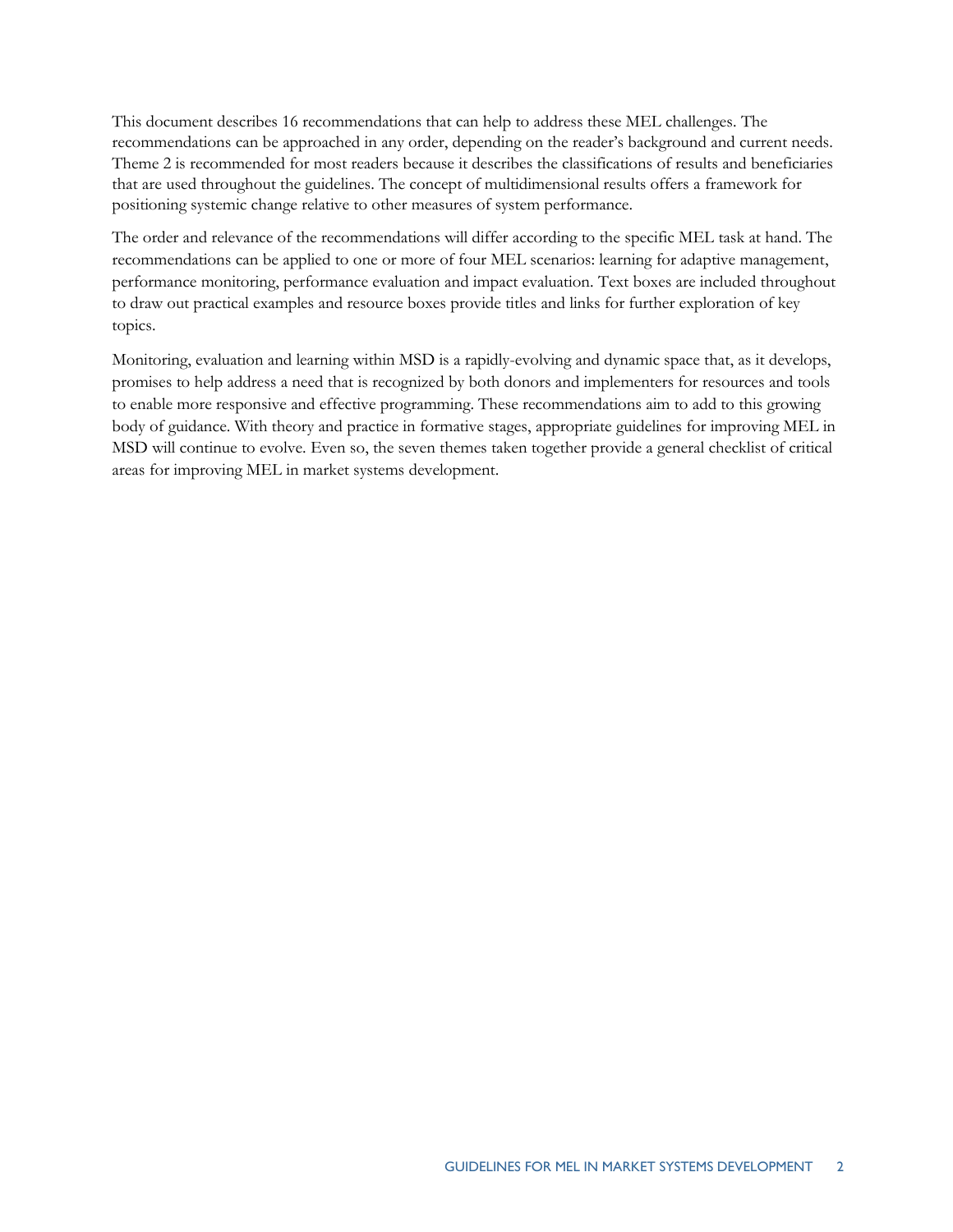This document describes 16 recommendations that can help to address these MEL challenges. The recommendations can be approached in any order, depending on the reader's background and current needs. Theme 2 is recommended for most readers because it describes the classifications of results and beneficiaries that are used throughout the guidelines. The concept of multidimensional results offers a framework for positioning systemic change relative to other measures of system performance.

The order and relevance of the recommendations will differ according to the specific MEL task at hand. The recommendations can be applied to one or more of four MEL scenarios: learning for adaptive management, performance monitoring, performance evaluation and impact evaluation. Text boxes are included throughout to draw out practical examples and resource boxes provide titles and links for further exploration of key topics.

Monitoring, evaluation and learning within MSD is a rapidly-evolving and dynamic space that, as it develops, promises to help address a need that is recognized by both donors and implementers for resources and tools to enable more responsive and effective programming. These recommendations aim to add to this growing body of guidance. With theory and practice in formative stages, appropriate guidelines for improving MEL in MSD will continue to evolve. Even so, the seven themes taken together provide a general checklist of critical areas for improving MEL in market systems development.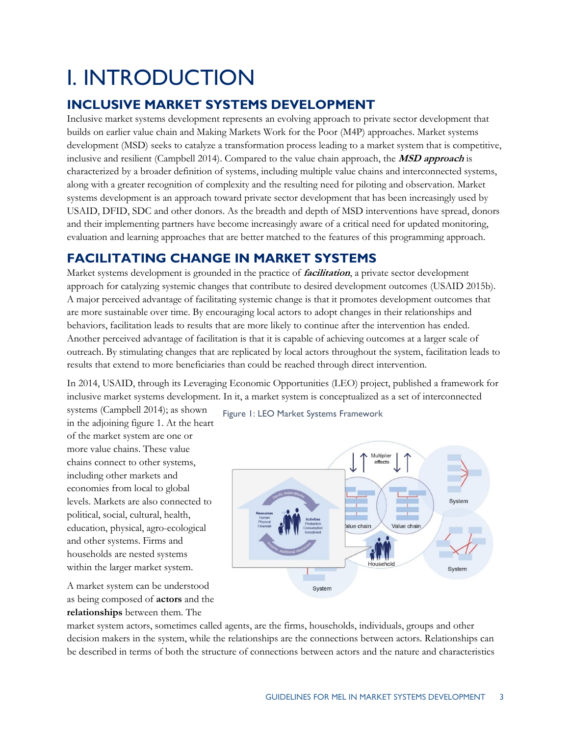# I. INTRODUCTION

## INCLUSIVE MARKET SYSTEMS DEVELOPMENT

Inclusive market systems development represents an evolving approach to private sector development that builds on earlier value chain and Making Markets Work for the Poor (M4P) approaches. Market systems development (MSD) seeks to catalyze a transformation process leading to a market system that is competitive, inclusive and resilient (Campbell 2014). Compared to the value chain approach, the ***MSD approach*** is characterized by a broader definition of systems, including multiple value chains and interconnected systems, along with a greater recognition of complexity and the resulting need for piloting and observation. Market systems development is an approach toward private sector development that has been increasingly used by USAID, DFID, SDC and other donors. As the breadth and depth of MSD interventions have spread, donors and their implementing partners have become increasingly aware of a critical need for updated monitoring, evaluation and learning approaches that are better matched to the features of this programming approach.

## FACILITATING CHANGE IN MARKET SYSTEMS

Market systems development is grounded in the practice of ***facilitation***, a private sector development approach for catalyzing systemic changes that contribute to desired development outcomes (USAID 2015b). A major perceived advantage of facilitating systemic change is that it promotes development outcomes that are more sustainable over time. By encouraging local actors to adopt changes in their relationships and behaviors, facilitation leads to results that are more likely to continue after the intervention has ended. Another perceived advantage of facilitation is that it is capable of achieving outcomes at a larger scale of outreach. By stimulating changes that are replicated by local actors throughout the system, facilitation leads to results that extend to more beneficiaries than could be reached through direct intervention.

In 2014, USAID, through its Leveraging Economic Opportunities (LEO) project, published a framework for inclusive market systems development. In it, a market system is conceptualized as a set of interconnected systems (Campbell 2014); as shown in the adjoining figure 1. At the heart of the market system are one or more value chains. These value chains connect to other systems, including other markets and economies from local to global levels. Markets are also connected to political, social, cultural, health, education, physical, agro-ecological and other systems. Firms and households are nested systems within the larger market system.

Figure 1: LEO Market Systems Framework

A market system can be understood as being composed of **actors** and the **relationships** between them. The market system actors, sometimes called agents, are the firms, households, individuals, groups and other decision makers in the system, while the relationships are the connections between actors. Relationships can be described in terms of both the structure of connections between actors and the nature and characteristics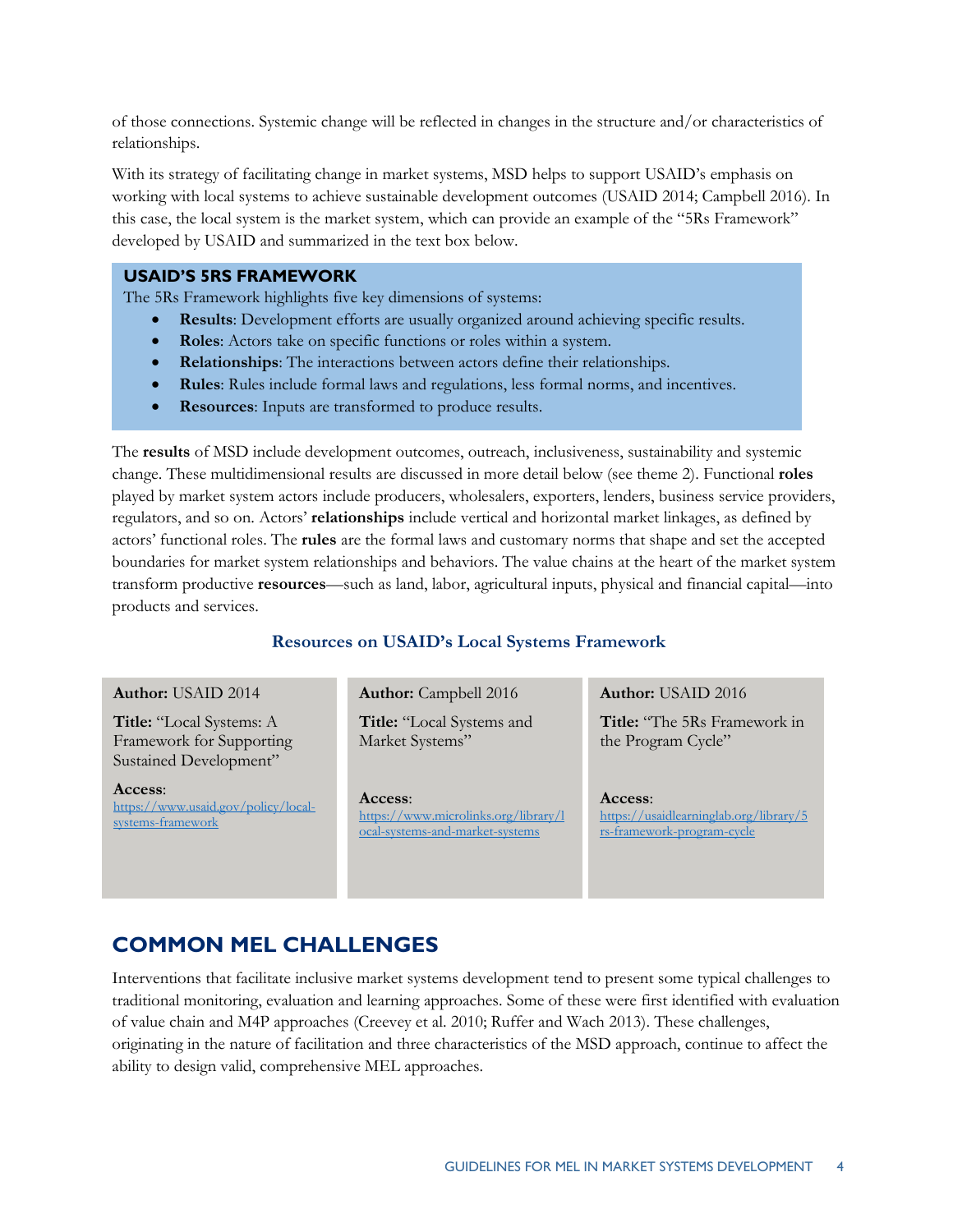of those connections. Systemic change will be reflected in changes in the structure and/or characteristics of relationships.

With its strategy of facilitating change in market systems, MSD helps to support USAID's emphasis on working with local systems to achieve sustainable development outcomes (USAID 2014; Campbell 2016). In this case, the local system is the market system, which can provide an example of the "5Rs Framework" developed by USAID and summarized in the text box below.

**USAID'S 5RS FRAMEWORK**

The 5Rs Framework highlights five key dimensions of systems:

- **Results**: Development efforts are usually organized around achieving specific results.
- **Roles**: Actors take on specific functions or roles within a system.
- **Relationships**: The interactions between actors define their relationships.
- **Rules**: Rules include formal laws and regulations, less formal norms, and incentives.
- **Resources**: Inputs are transformed to produce results.

The **results** of MSD include development outcomes, outreach, inclusiveness, sustainability and systemic change. These multidimensional results are discussed in more detail below (see theme 2). Functional **roles** played by market system actors include producers, wholesalers, exporters, lenders, business service providers, regulators, and so on. Actors' **relationships** include vertical and horizontal market linkages, as defined by actors' functional roles. The **rules** are the formal laws and customary norms that shape and set the accepted boundaries for market system relationships and behaviors. The value chains at the heart of the market system transform productive **resources**—such as land, labor, agricultural inputs, physical and financial capital—into products and services.

**Resources on USAID's Local Systems Framework**

| **Author:** USAID 2014 | **Author:** Campbell 2016 | **Author:** USAID 2016 |
|---|---|---|
| **Title:** "Local Systems: A Framework for Supporting Sustained Development" | **Title:** "Local Systems and Market Systems" | **Title:** "The 5Rs Framework in the Program Cycle" |
| **Access**: https://www.usaid.gov/policy/local-systems-framework | **Access**: https://www.microlinks.org/library/local-systems-and-market-systems | **Access**: https://usaidlearninglab.org/library/5rs-framework-program-cycle |

## COMMON MEL CHALLENGES

Interventions that facilitate inclusive market systems development tend to present some typical challenges to traditional monitoring, evaluation and learning approaches. Some of these were first identified with evaluation of value chain and M4P approaches (Creevey et al. 2010; Ruffer and Wach 2013). These challenges, originating in the nature of facilitation and three characteristics of the MSD approach, continue to affect the ability to design valid, comprehensive MEL approaches.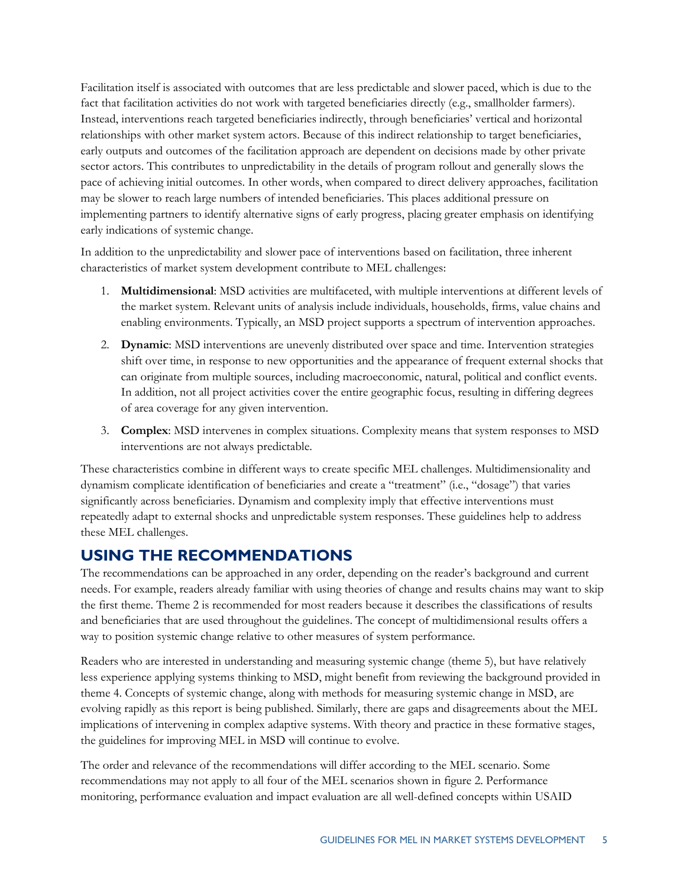Facilitation itself is associated with outcomes that are less predictable and slower paced, which is due to the fact that facilitation activities do not work with targeted beneficiaries directly (e.g., smallholder farmers). Instead, interventions reach targeted beneficiaries indirectly, through beneficiaries' vertical and horizontal relationships with other market system actors. Because of this indirect relationship to target beneficiaries, early outputs and outcomes of the facilitation approach are dependent on decisions made by other private sector actors. This contributes to unpredictability in the details of program rollout and generally slows the pace of achieving initial outcomes. In other words, when compared to direct delivery approaches, facilitation may be slower to reach large numbers of intended beneficiaries. This places additional pressure on implementing partners to identify alternative signs of early progress, placing greater emphasis on identifying early indications of systemic change.

In addition to the unpredictability and slower pace of interventions based on facilitation, three inherent characteristics of market system development contribute to MEL challenges:

1. **Multidimensional**: MSD activities are multifaceted, with multiple interventions at different levels of the market system. Relevant units of analysis include individuals, households, firms, value chains and enabling environments. Typically, an MSD project supports a spectrum of intervention approaches.
2. **Dynamic**: MSD interventions are unevenly distributed over space and time. Intervention strategies shift over time, in response to new opportunities and the appearance of frequent external shocks that can originate from multiple sources, including macroeconomic, natural, political and conflict events. In addition, not all project activities cover the entire geographic focus, resulting in differing degrees of area coverage for any given intervention.
3. **Complex**: MSD intervenes in complex situations. Complexity means that system responses to MSD interventions are not always predictable.

These characteristics combine in different ways to create specific MEL challenges. Multidimensionality and dynamism complicate identification of beneficiaries and create a "treatment" (i.e., "dosage") that varies significantly across beneficiaries. Dynamism and complexity imply that effective interventions must repeatedly adapt to external shocks and unpredictable system responses. These guidelines help to address these MEL challenges.

## USING THE RECOMMENDATIONS

The recommendations can be approached in any order, depending on the reader's background and current needs. For example, readers already familiar with using theories of change and results chains may want to skip the first theme. Theme 2 is recommended for most readers because it describes the classifications of results and beneficiaries that are used throughout the guidelines. The concept of multidimensional results offers a way to position systemic change relative to other measures of system performance.

Readers who are interested in understanding and measuring systemic change (theme 5), but have relatively less experience applying systems thinking to MSD, might benefit from reviewing the background provided in theme 4. Concepts of systemic change, along with methods for measuring systemic change in MSD, are evolving rapidly as this report is being published. Similarly, there are gaps and disagreements about the MEL implications of intervening in complex adaptive systems. With theory and practice in these formative stages, the guidelines for improving MEL in MSD will continue to evolve.

The order and relevance of the recommendations will differ according to the MEL scenario. Some recommendations may not apply to all four of the MEL scenarios shown in figure 2. Performance monitoring, performance evaluation and impact evaluation are all well-defined concepts within USAID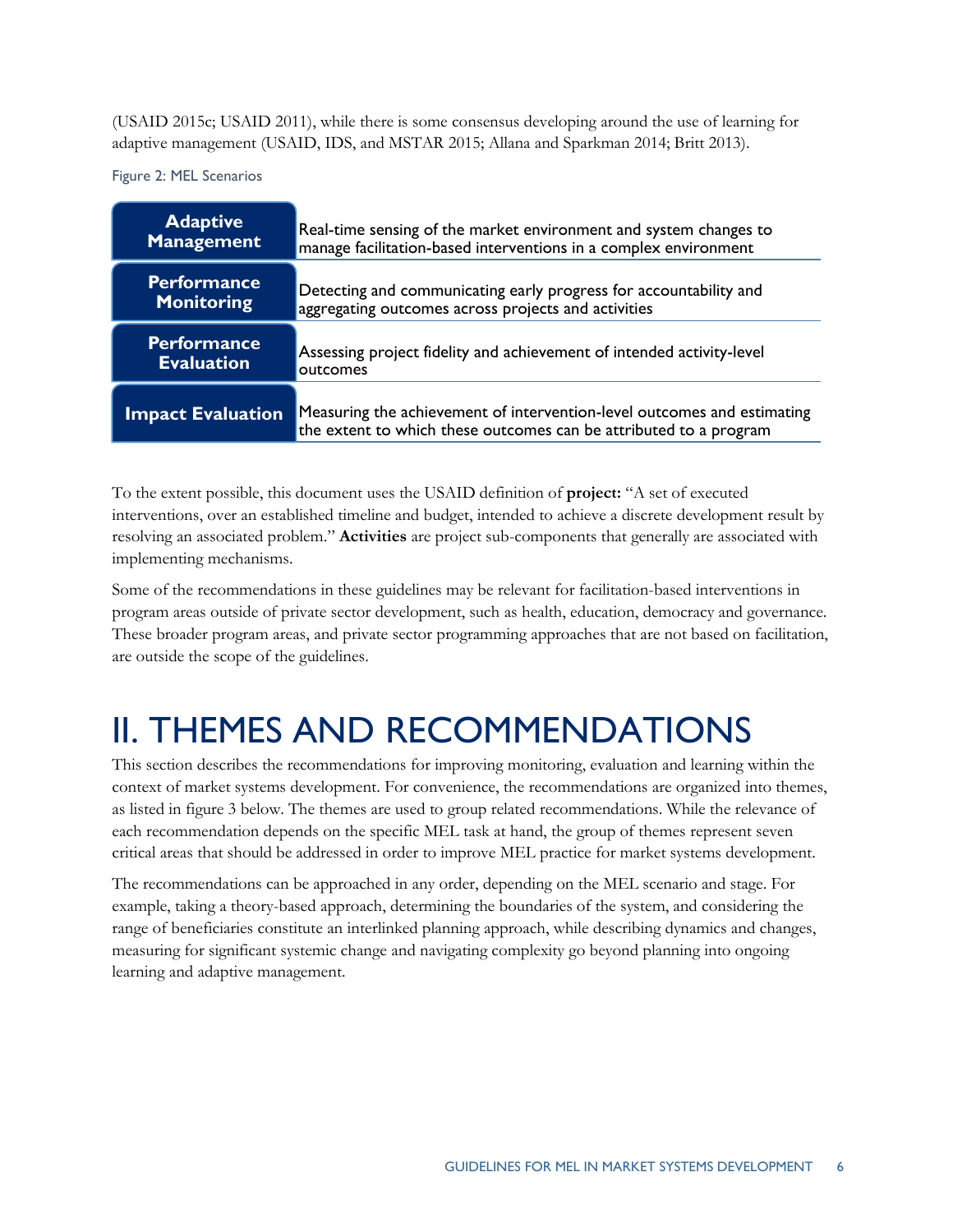(USAID 2015c; USAID 2011), while there is some consensus developing around the use of learning for adaptive management (USAID, IDS, and MSTAR 2015; Allana and Sparkman 2014; Britt 2013).

Figure 2: MEL Scenarios

| Scenario | Description |
| --- | --- |
| **Adaptive Management** | Real-time sensing of the market environment and system changes to manage facilitation-based interventions in a complex environment |
| **Performance Monitoring** | Detecting and communicating early progress for accountability and aggregating outcomes across projects and activities |
| **Performance Evaluation** | Assessing project fidelity and achievement of intended activity-level outcomes |
| **Impact Evaluation** | Measuring the achievement of intervention-level outcomes and estimating the extent to which these outcomes can be attributed to a program |

To the extent possible, this document uses the USAID definition of **project:** "A set of executed interventions, over an established timeline and budget, intended to achieve a discrete development result by resolving an associated problem." **Activities** are project sub-components that generally are associated with implementing mechanisms.

Some of the recommendations in these guidelines may be relevant for facilitation-based interventions in program areas outside of private sector development, such as health, education, democracy and governance. These broader program areas, and private sector programming approaches that are not based on facilitation, are outside the scope of the guidelines.

# II. THEMES AND RECOMMENDATIONS

This section describes the recommendations for improving monitoring, evaluation and learning within the context of market systems development. For convenience, the recommendations are organized into themes, as listed in figure 3 below. The themes are used to group related recommendations. While the relevance of each recommendation depends on the specific MEL task at hand, the group of themes represent seven critical areas that should be addressed in order to improve MEL practice for market systems development.

The recommendations can be approached in any order, depending on the MEL scenario and stage. For example, taking a theory-based approach, determining the boundaries of the system, and considering the range of beneficiaries constitute an interlinked planning approach, while describing dynamics and changes, measuring for significant systemic change and navigating complexity go beyond planning into ongoing learning and adaptive management.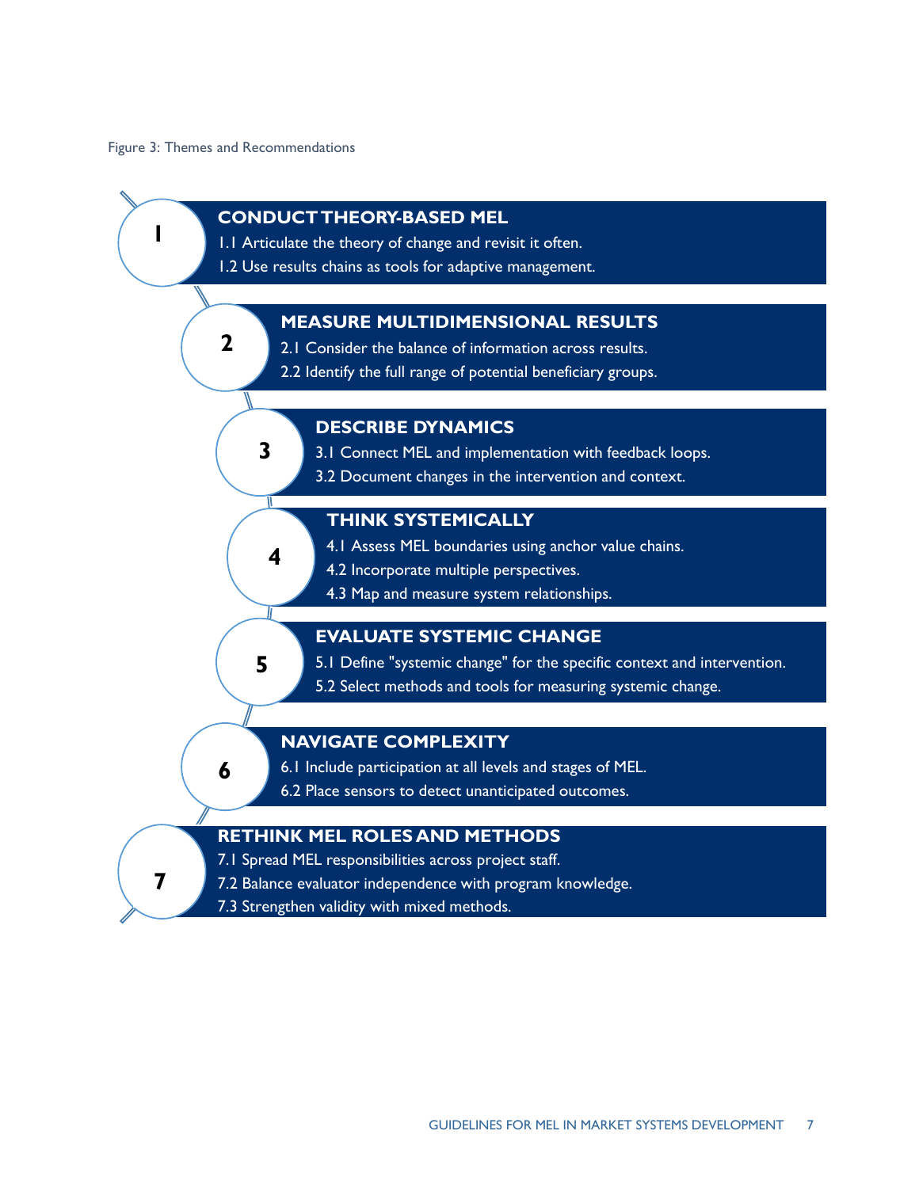Figure 3: Themes and Recommendations

**1 CONDUCT THEORY-BASED MEL**

1.1 Articulate the theory of change and revisit it often.
1.2 Use results chains as tools for adaptive management.

**2 MEASURE MULTIDIMENSIONAL RESULTS**

2.1 Consider the balance of information across results.
2.2 Identify the full range of potential beneficiary groups.

**3 DESCRIBE DYNAMICS**

3.1 Connect MEL and implementation with feedback loops.
3.2 Document changes in the intervention and context.

**4 THINK SYSTEMICALLY**

4.1 Assess MEL boundaries using anchor value chains.
4.2 Incorporate multiple perspectives.
4.3 Map and measure system relationships.

**5 EVALUATE SYSTEMIC CHANGE**

5.1 Define "systemic change" for the specific context and intervention.
5.2 Select methods and tools for measuring systemic change.

**6 NAVIGATE COMPLEXITY**

6.1 Include participation at all levels and stages of MEL.
6.2 Place sensors to detect unanticipated outcomes.

**7 RETHINK MEL ROLES AND METHODS**

7.1 Spread MEL responsibilities across project staff.
7.2 Balance evaluator independence with program knowledge.
7.3 Strengthen validity with mixed methods.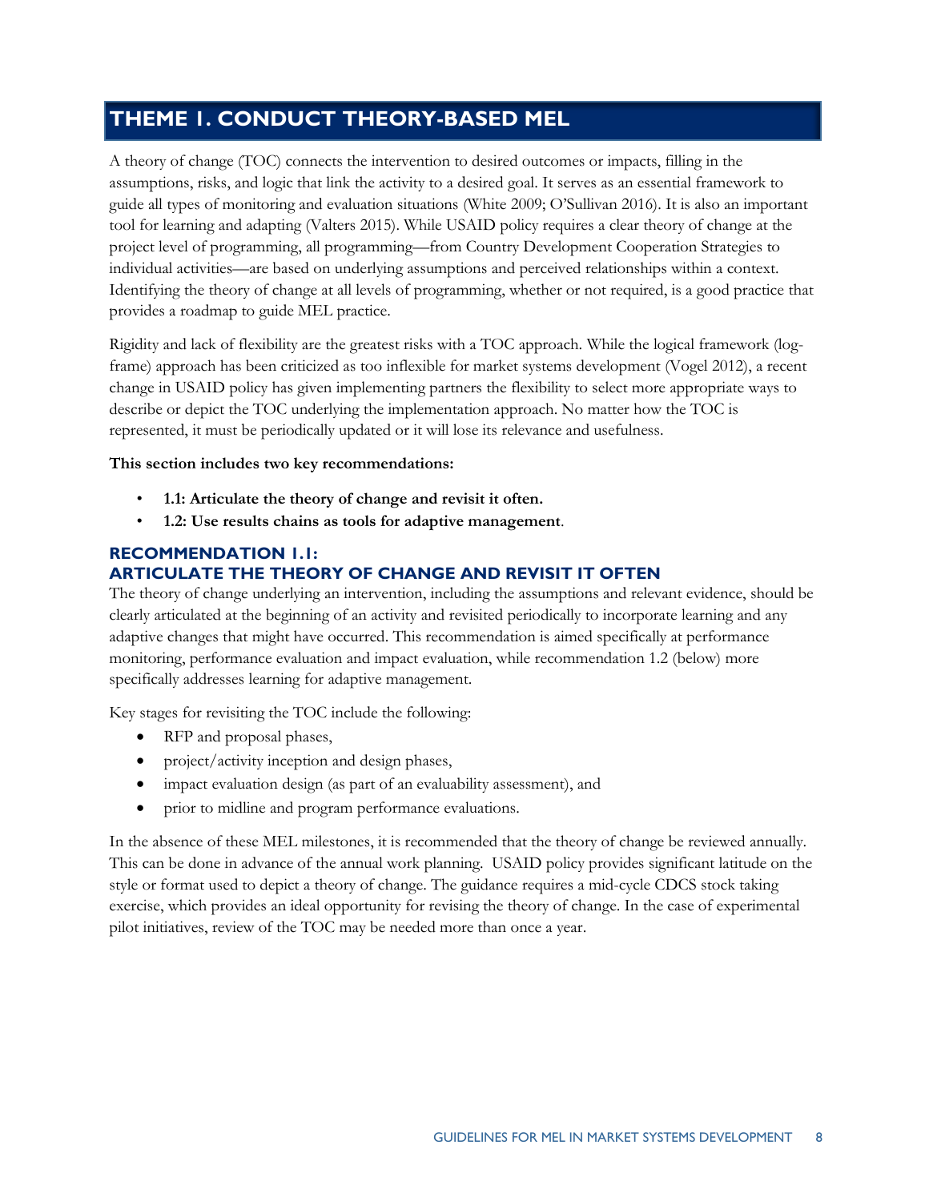# THEME 1. CONDUCT THEORY-BASED MEL

A theory of change (TOC) connects the intervention to desired outcomes or impacts, filling in the assumptions, risks, and logic that link the activity to a desired goal. It serves as an essential framework to guide all types of monitoring and evaluation situations (White 2009; O'Sullivan 2016). It is also an important tool for learning and adapting (Valters 2015). While USAID policy requires a clear theory of change at the project level of programming, all programming—from Country Development Cooperation Strategies to individual activities—are based on underlying assumptions and perceived relationships within a context. Identifying the theory of change at all levels of programming, whether or not required, is a good practice that provides a roadmap to guide MEL practice.

Rigidity and lack of flexibility are the greatest risks with a TOC approach. While the logical framework (log-frame) approach has been criticized as too inflexible for market systems development (Vogel 2012), a recent change in USAID policy has given implementing partners the flexibility to select more appropriate ways to describe or depict the TOC underlying the implementation approach. No matter how the TOC is represented, it must be periodically updated or it will lose its relevance and usefulness.

**This section includes two key recommendations:**

- **1.1: Articulate the theory of change and revisit it often.**
- **1.2: Use results chains as tools for adaptive management**.

## RECOMMENDATION 1.1: ARTICULATE THE THEORY OF CHANGE AND REVISIT IT OFTEN

The theory of change underlying an intervention, including the assumptions and relevant evidence, should be clearly articulated at the beginning of an activity and revisited periodically to incorporate learning and any adaptive changes that might have occurred. This recommendation is aimed specifically at performance monitoring, performance evaluation and impact evaluation, while recommendation 1.2 (below) more specifically addresses learning for adaptive management.

Key stages for revisiting the TOC include the following:

- RFP and proposal phases,
- project/activity inception and design phases,
- impact evaluation design (as part of an evaluability assessment), and
- prior to midline and program performance evaluations.

In the absence of these MEL milestones, it is recommended that the theory of change be reviewed annually. This can be done in advance of the annual work planning. USAID policy provides significant latitude on the style or format used to depict a theory of change. The guidance requires a mid-cycle CDCS stock taking exercise, which provides an ideal opportunity for revising the theory of change. In the case of experimental pilot initiatives, review of the TOC may be needed more than once a year.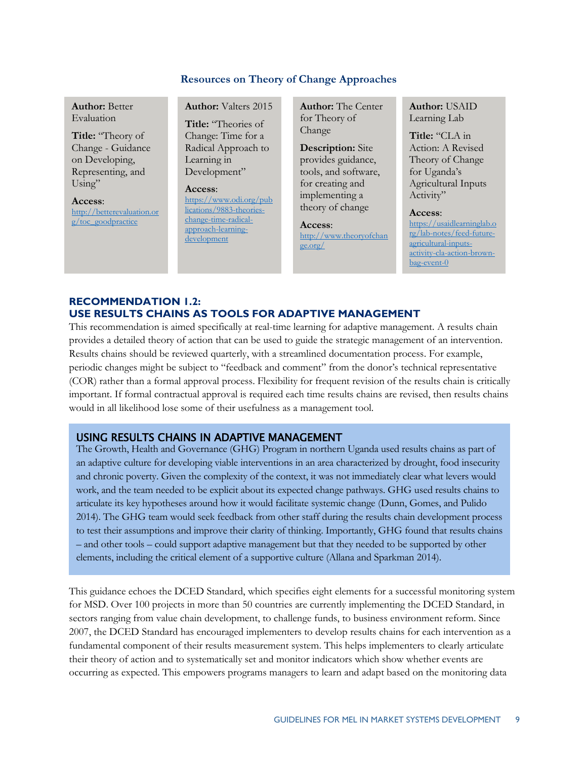**Resources on Theory of Change Approaches**

| **Author:** Better Evaluation | **Author:** Valters 2015 | **Author:** The Center for Theory of Change | **Author:** USAID Learning Lab |
|---|---|---|---|
| **Title:** "Theory of Change - Guidance on Developing, Representing, and Using" | **Title:** "Theories of Change: Time for a Radical Approach to Learning in Development" | **Description:** Site provides guidance, tools, and software, for creating and implementing a theory of change | **Title:** "CLA in Action: A Revised Theory of Change for Uganda's Agricultural Inputs Activity" |
| **Access**: http://betterevaluation.org/toc_goodpractice | **Access**: https://www.odi.org/publications/9883-theories-change-time-radical-approach-learning-development | **Access**: http://www.theoryofchange.org/ | **Access**: https://usaidlearninglab.org/lab-notes/feed-future-agricultural-inputs-activity-cla-action-brown-bag-event-0 |

## RECOMMENDATION 1.2: USE RESULTS CHAINS AS TOOLS FOR ADAPTIVE MANAGEMENT

This recommendation is aimed specifically at real-time learning for adaptive management. A results chain provides a detailed theory of action that can be used to guide the strategic management of an intervention. Results chains should be reviewed quarterly, with a streamlined documentation process. For example, periodic changes might be subject to "feedback and comment" from the donor's technical representative (COR) rather than a formal approval process. Flexibility for frequent revision of the results chain is critically important. If formal contractual approval is required each time results chains are revised, then results chains would in all likelihood lose some of their usefulness as a management tool.

### USING RESULTS CHAINS IN ADAPTIVE MANAGEMENT

The Growth, Health and Governance (GHG) Program in northern Uganda used results chains as part of an adaptive culture for developing viable interventions in an area characterized by drought, food insecurity and chronic poverty. Given the complexity of the context, it was not immediately clear what levers would work, and the team needed to be explicit about its expected change pathways. GHG used results chains to articulate its key hypotheses around how it would facilitate systemic change (Dunn, Gomes, and Pulido 2014). The GHG team would seek feedback from other staff during the results chain development process to test their assumptions and improve their clarity of thinking. Importantly, GHG found that results chains – and other tools – could support adaptive management but that they needed to be supported by other elements, including the critical element of a supportive culture (Allana and Sparkman 2014).

This guidance echoes the DCED Standard, which specifies eight elements for a successful monitoring system for MSD. Over 100 projects in more than 50 countries are currently implementing the DCED Standard, in sectors ranging from value chain development, to challenge funds, to business environment reform. Since 2007, the DCED Standard has encouraged implementers to develop results chains for each intervention as a fundamental component of their results measurement system. This helps implementers to clearly articulate their theory of action and to systematically set and monitor indicators which show whether events are occurring as expected. This empowers programs managers to learn and adapt based on the monitoring data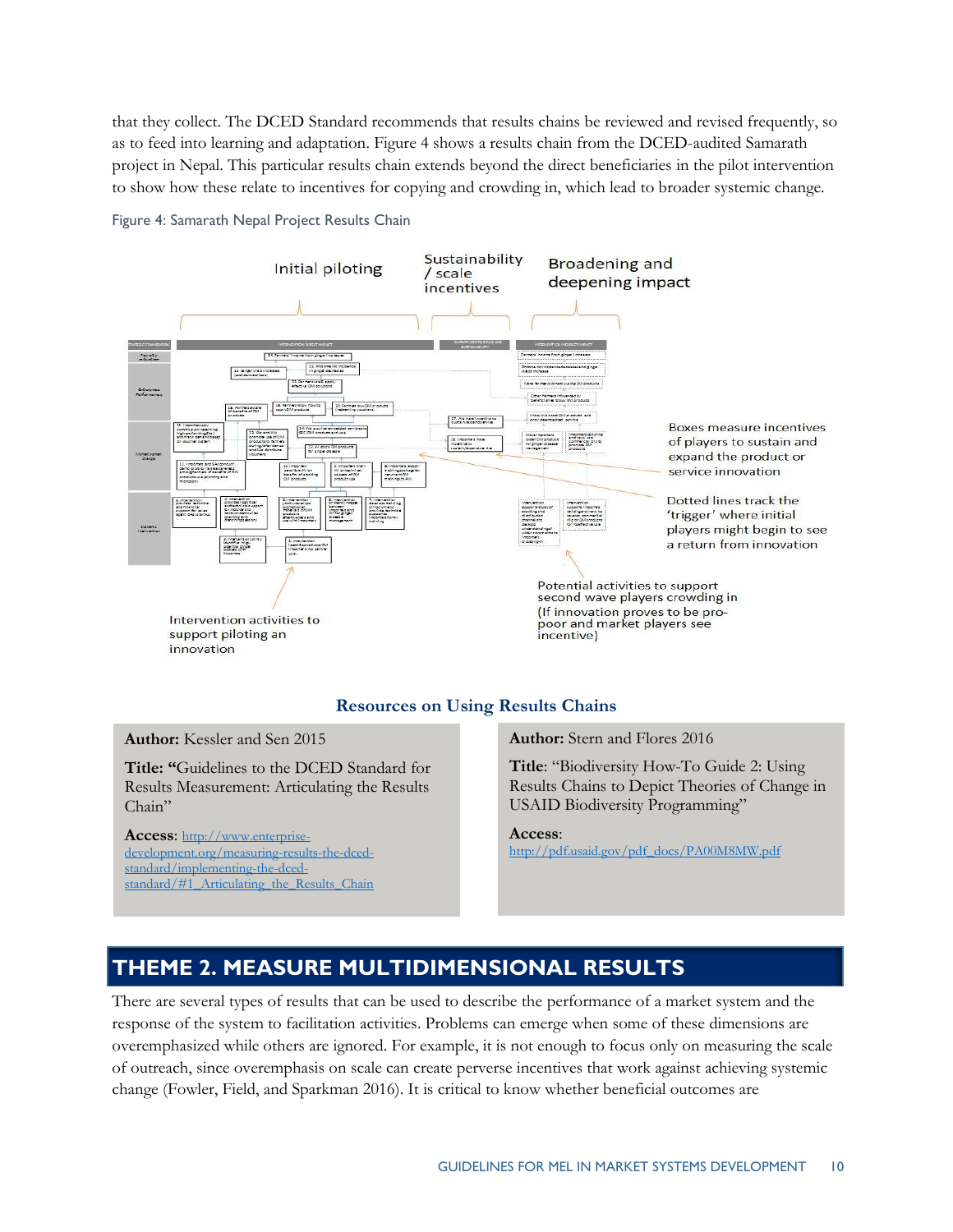that they collect. The DCED Standard recommends that results chains be reviewed and revised frequently, so as to feed into learning and adaptation. Figure 4 shows a results chain from the DCED-audited Samarath project in Nepal. This particular results chain extends beyond the direct beneficiaries in the pilot intervention to show how these relate to incentives for copying and crowding in, which lead to broader systemic change.

Figure 4: Samarath Nepal Project Results Chain

Initial piloting

Sustainability / scale incentives

Broadening and deepening impact

Boxes measure incentives of players to sustain and expand the product or service innovation

Dotted lines track the 'trigger' where initial players might begin to see a return from innovation

Potential activities to support second wave players crowding in (If innovation proves to be pro-poor and market players see incentive)

Intervention activities to support piloting an innovation

## Resources on Using Results Chains

**Author:** Kessler and Sen 2015

**Title: "**Guidelines to the DCED Standard for Results Measurement: Articulating the Results Chain"

**Access**: http://www.enterprise-development.org/measuring-results-the-dced-standard/implementing-the-dced-standard/#1_Articulating_the_Results_Chain

**Author:** Stern and Flores 2016

**Title**: "Biodiversity How-To Guide 2: Using Results Chains to Depict Theories of Change in USAID Biodiversity Programming"

**Access**: http://pdf.usaid.gov/pdf_docs/PA00M8MW.pdf

# THEME 2. MEASURE MULTIDIMENSIONAL RESULTS

There are several types of results that can be used to describe the performance of a market system and the response of the system to facilitation activities. Problems can emerge when some of these dimensions are overemphasized while others are ignored. For example, it is not enough to focus only on measuring the scale of outreach, since overemphasis on scale can create perverse incentives that work against achieving systemic change (Fowler, Field, and Sparkman 2016). It is critical to know whether beneficial outcomes are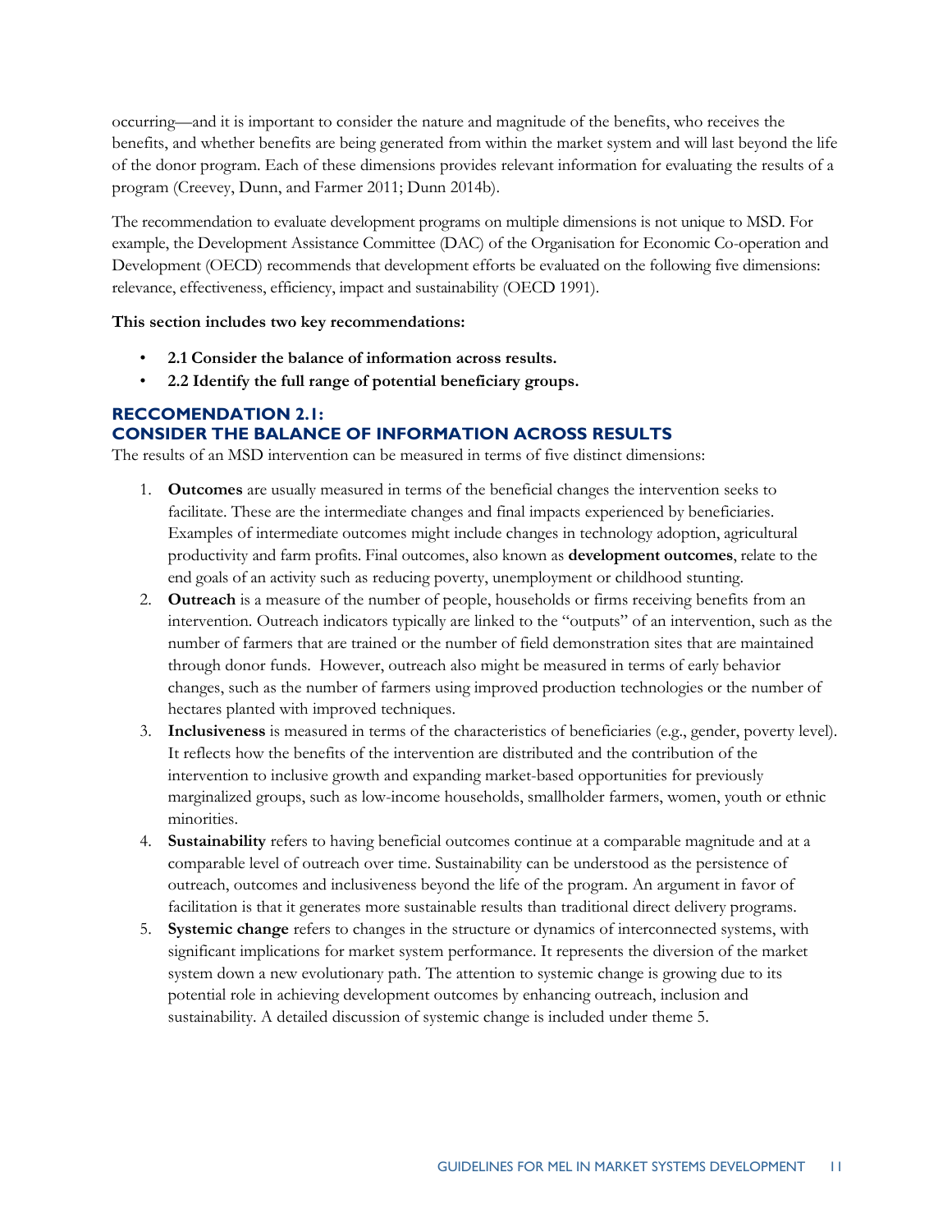occurring—and it is important to consider the nature and magnitude of the benefits, who receives the benefits, and whether benefits are being generated from within the market system and will last beyond the life of the donor program. Each of these dimensions provides relevant information for evaluating the results of a program (Creevey, Dunn, and Farmer 2011; Dunn 2014b).

The recommendation to evaluate development programs on multiple dimensions is not unique to MSD. For example, the Development Assistance Committee (DAC) of the Organisation for Economic Co-operation and Development (OECD) recommends that development efforts be evaluated on the following five dimensions: relevance, effectiveness, efficiency, impact and sustainability (OECD 1991).

**This section includes two key recommendations:**

- **2.1 Consider the balance of information across results.**
- **2.2 Identify the full range of potential beneficiary groups.**

## RECCOMENDATION 2.1: CONSIDER THE BALANCE OF INFORMATION ACROSS RESULTS

The results of an MSD intervention can be measured in terms of five distinct dimensions:

1. **Outcomes** are usually measured in terms of the beneficial changes the intervention seeks to facilitate. These are the intermediate changes and final impacts experienced by beneficiaries. Examples of intermediate outcomes might include changes in technology adoption, agricultural productivity and farm profits. Final outcomes, also known as **development outcomes**, relate to the end goals of an activity such as reducing poverty, unemployment or childhood stunting.
2. **Outreach** is a measure of the number of people, households or firms receiving benefits from an intervention. Outreach indicators typically are linked to the "outputs" of an intervention, such as the number of farmers that are trained or the number of field demonstration sites that are maintained through donor funds. However, outreach also might be measured in terms of early behavior changes, such as the number of farmers using improved production technologies or the number of hectares planted with improved techniques.
3. **Inclusiveness** is measured in terms of the characteristics of beneficiaries (e.g., gender, poverty level). It reflects how the benefits of the intervention are distributed and the contribution of the intervention to inclusive growth and expanding market-based opportunities for previously marginalized groups, such as low-income households, smallholder farmers, women, youth or ethnic minorities.
4. **Sustainability** refers to having beneficial outcomes continue at a comparable magnitude and at a comparable level of outreach over time. Sustainability can be understood as the persistence of outreach, outcomes and inclusiveness beyond the life of the program. An argument in favor of facilitation is that it generates more sustainable results than traditional direct delivery programs.
5. **Systemic change** refers to changes in the structure or dynamics of interconnected systems, with significant implications for market system performance. It represents the diversion of the market system down a new evolutionary path. The attention to systemic change is growing due to its potential role in achieving development outcomes by enhancing outreach, inclusion and sustainability. A detailed discussion of systemic change is included under theme 5.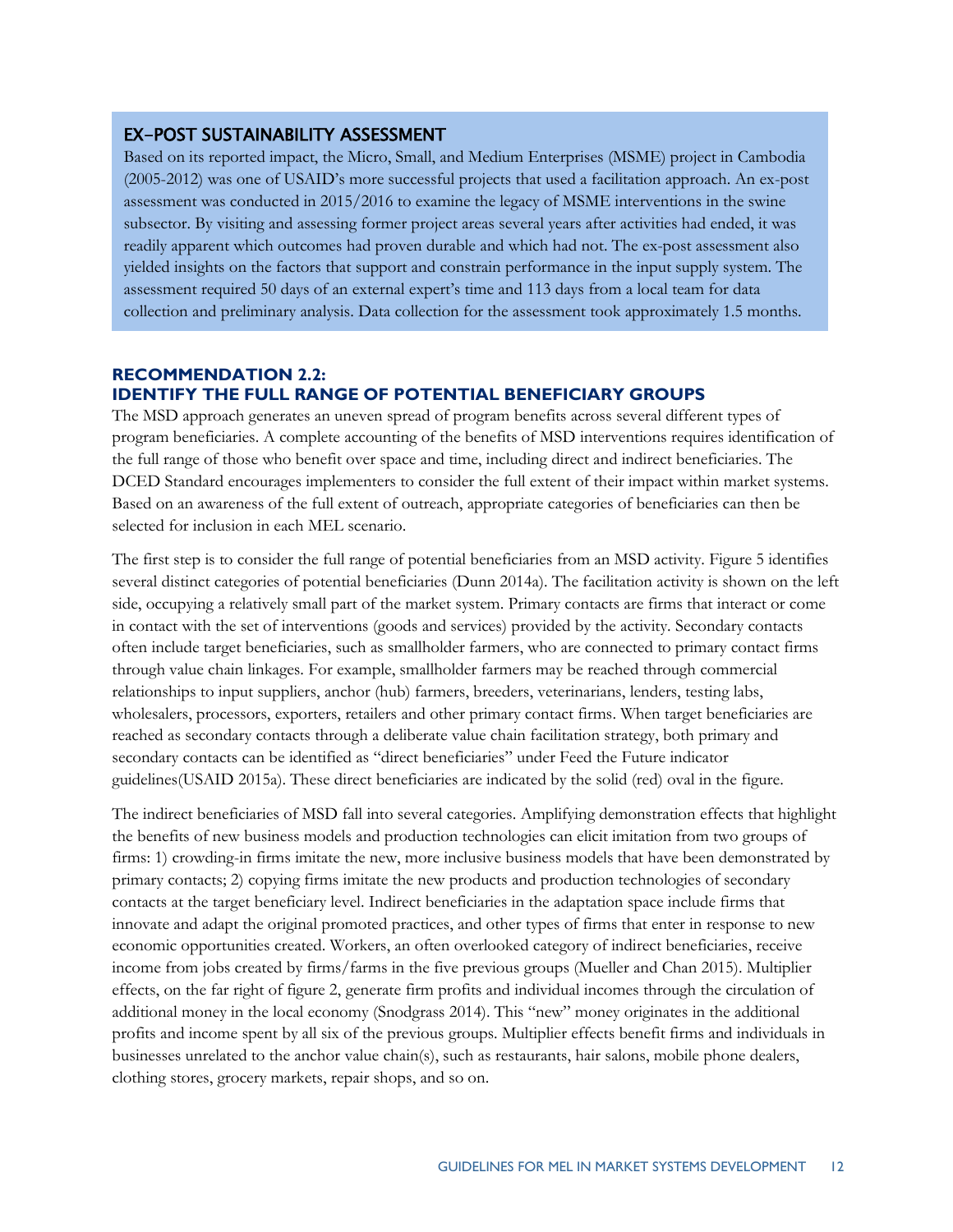### EX-POST SUSTAINABILITY ASSESSMENT

Based on its reported impact, the Micro, Small, and Medium Enterprises (MSME) project in Cambodia (2005-2012) was one of USAID's more successful projects that used a facilitation approach. An ex-post assessment was conducted in 2015/2016 to examine the legacy of MSME interventions in the swine subsector. By visiting and assessing former project areas several years after activities had ended, it was readily apparent which outcomes had proven durable and which had not. The ex-post assessment also yielded insights on the factors that support and constrain performance in the input supply system. The assessment required 50 days of an external expert's time and 113 days from a local team for data collection and preliminary analysis. Data collection for the assessment took approximately 1.5 months.

## RECOMMENDATION 2.2: IDENTIFY THE FULL RANGE OF POTENTIAL BENEFICIARY GROUPS

The MSD approach generates an uneven spread of program benefits across several different types of program beneficiaries. A complete accounting of the benefits of MSD interventions requires identification of the full range of those who benefit over space and time, including direct and indirect beneficiaries. The DCED Standard encourages implementers to consider the full extent of their impact within market systems. Based on an awareness of the full extent of outreach, appropriate categories of beneficiaries can then be selected for inclusion in each MEL scenario.

The first step is to consider the full range of potential beneficiaries from an MSD activity. Figure 5 identifies several distinct categories of potential beneficiaries (Dunn 2014a). The facilitation activity is shown on the left side, occupying a relatively small part of the market system. Primary contacts are firms that interact or come in contact with the set of interventions (goods and services) provided by the activity. Secondary contacts often include target beneficiaries, such as smallholder farmers, who are connected to primary contact firms through value chain linkages. For example, smallholder farmers may be reached through commercial relationships to input suppliers, anchor (hub) farmers, breeders, veterinarians, lenders, testing labs, wholesalers, processors, exporters, retailers and other primary contact firms. When target beneficiaries are reached as secondary contacts through a deliberate value chain facilitation strategy, both primary and secondary contacts can be identified as "direct beneficiaries" under Feed the Future indicator guidelines(USAID 2015a). These direct beneficiaries are indicated by the solid (red) oval in the figure.

The indirect beneficiaries of MSD fall into several categories. Amplifying demonstration effects that highlight the benefits of new business models and production technologies can elicit imitation from two groups of firms: 1) crowding-in firms imitate the new, more inclusive business models that have been demonstrated by primary contacts; 2) copying firms imitate the new products and production technologies of secondary contacts at the target beneficiary level. Indirect beneficiaries in the adaptation space include firms that innovate and adapt the original promoted practices, and other types of firms that enter in response to new economic opportunities created. Workers, an often overlooked category of indirect beneficiaries, receive income from jobs created by firms/farms in the five previous groups (Mueller and Chan 2015). Multiplier effects, on the far right of figure 2, generate firm profits and individual incomes through the circulation of additional money in the local economy (Snodgrass 2014). This "new" money originates in the additional profits and income spent by all six of the previous groups. Multiplier effects benefit firms and individuals in businesses unrelated to the anchor value chain(s), such as restaurants, hair salons, mobile phone dealers, clothing stores, grocery markets, repair shops, and so on.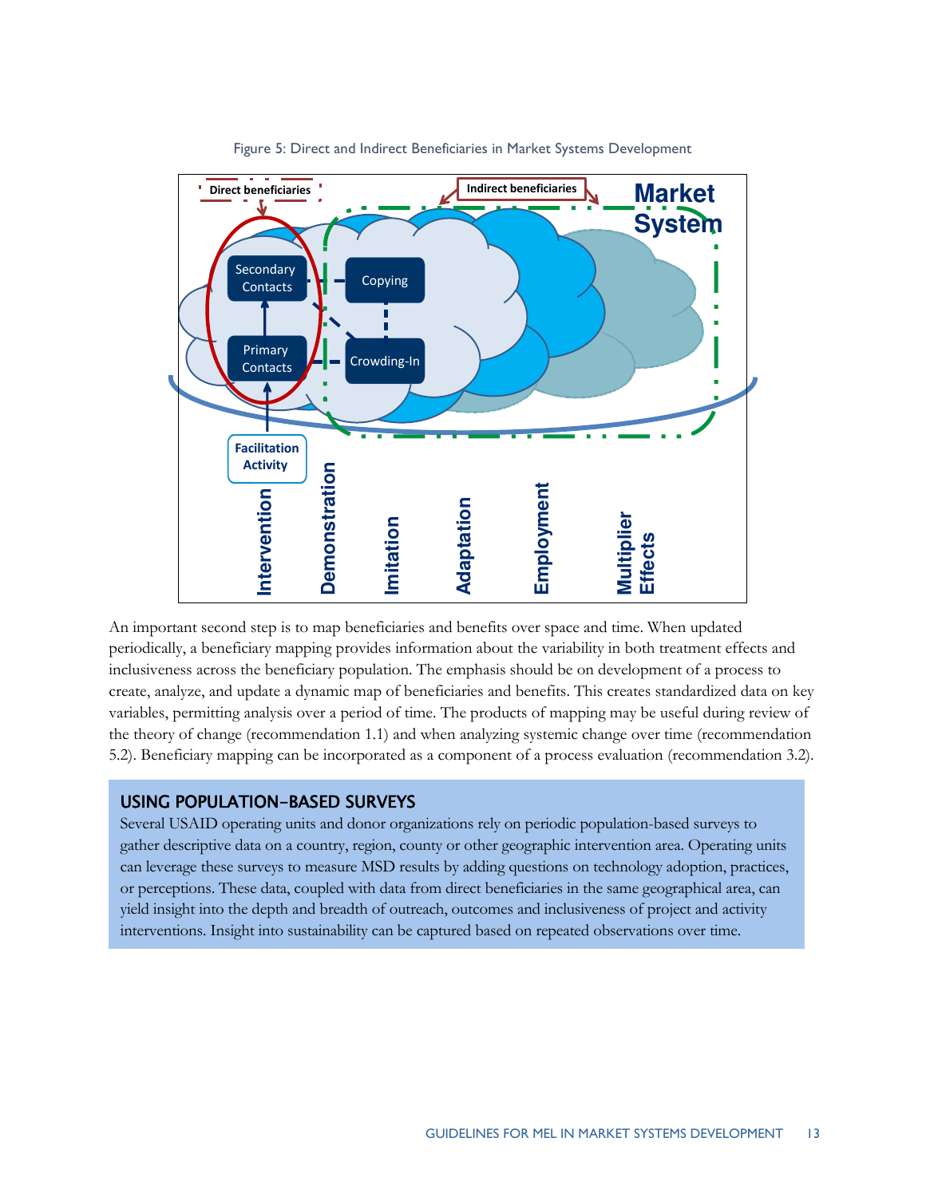Figure 5: Direct and Indirect Beneficiaries in Market Systems Development

An important second step is to map beneficiaries and benefits over space and time. When updated periodically, a beneficiary mapping provides information about the variability in both treatment effects and inclusiveness across the beneficiary population. The emphasis should be on development of a process to create, analyze, and update a dynamic map of beneficiaries and benefits. This creates standardized data on key variables, permitting analysis over a period of time. The products of mapping may be useful during review of the theory of change (recommendation 1.1) and when analyzing systemic change over time (recommendation 5.2). Beneficiary mapping can be incorporated as a component of a process evaluation (recommendation 3.2).

## USING POPULATION-BASED SURVEYS

Several USAID operating units and donor organizations rely on periodic population-based surveys to gather descriptive data on a country, region, county or other geographic intervention area. Operating units can leverage these surveys to measure MSD results by adding questions on technology adoption, practices, or perceptions. These data, coupled with data from direct beneficiaries in the same geographical area, can yield insight into the depth and breadth of outreach, outcomes and inclusiveness of project and activity interventions. Insight into sustainability can be captured based on repeated observations over time.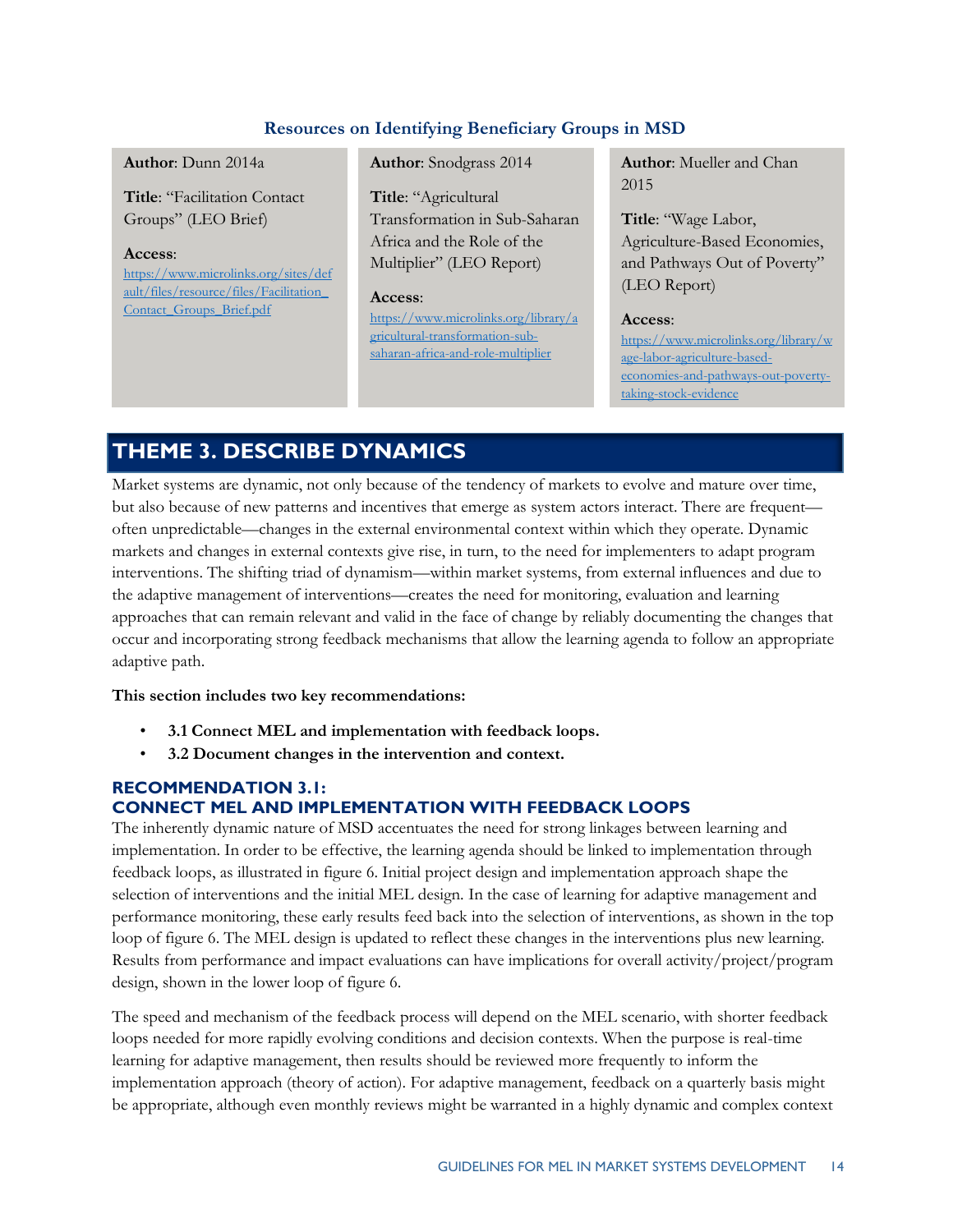### Resources on Identifying Beneficiary Groups in MSD

**Author**: Dunn 2014a

**Title**: "Facilitation Contact Groups" (LEO Brief)

**Access**: https://www.microlinks.org/sites/default/files/resource/files/Facilitation_Contact_Groups_Brief.pdf

**Author**: Snodgrass 2014

**Title**: "Agricultural Transformation in Sub-Saharan Africa and the Role of the Multiplier" (LEO Report)

**Access**: https://www.microlinks.org/library/agricultural-transformation-sub-saharan-africa-and-role-multiplier

**Author**: Mueller and Chan 2015

**Title**: "Wage Labor, Agriculture-Based Economies, and Pathways Out of Poverty" (LEO Report)

**Access**: https://www.microlinks.org/library/wage-labor-agriculture-based-economies-and-pathways-out-poverty-taking-stock-evidence

# THEME 3. DESCRIBE DYNAMICS

Market systems are dynamic, not only because of the tendency of markets to evolve and mature over time, but also because of new patterns and incentives that emerge as system actors interact. There are frequent—often unpredictable—changes in the external environmental context within which they operate. Dynamic markets and changes in external contexts give rise, in turn, to the need for implementers to adapt program interventions. The shifting triad of dynamism—within market systems, from external influences and due to the adaptive management of interventions—creates the need for monitoring, evaluation and learning approaches that can remain relevant and valid in the face of change by reliably documenting the changes that occur and incorporating strong feedback mechanisms that allow the learning agenda to follow an appropriate adaptive path.

**This section includes two key recommendations:**

- **3.1 Connect MEL and implementation with feedback loops.**
- **3.2 Document changes in the intervention and context.**

## RECOMMENDATION 3.1: CONNECT MEL AND IMPLEMENTATION WITH FEEDBACK LOOPS

The inherently dynamic nature of MSD accentuates the need for strong linkages between learning and implementation. In order to be effective, the learning agenda should be linked to implementation through feedback loops, as illustrated in figure 6. Initial project design and implementation approach shape the selection of interventions and the initial MEL design. In the case of learning for adaptive management and performance monitoring, these early results feed back into the selection of interventions, as shown in the top loop of figure 6. The MEL design is updated to reflect these changes in the interventions plus new learning. Results from performance and impact evaluations can have implications for overall activity/project/program design, shown in the lower loop of figure 6.

The speed and mechanism of the feedback process will depend on the MEL scenario, with shorter feedback loops needed for more rapidly evolving conditions and decision contexts. When the purpose is real-time learning for adaptive management, then results should be reviewed more frequently to inform the implementation approach (theory of action). For adaptive management, feedback on a quarterly basis might be appropriate, although even monthly reviews might be warranted in a highly dynamic and complex context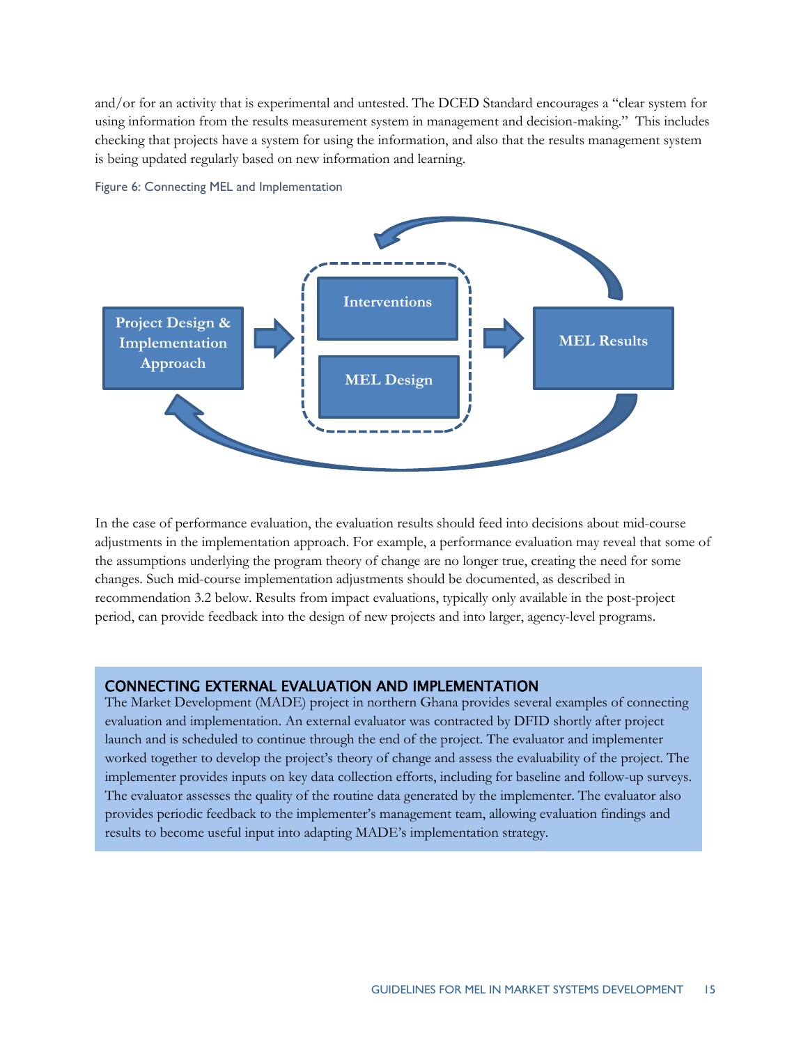and/or for an activity that is experimental and untested. The DCED Standard encourages a "clear system for using information from the results measurement system in management and decision-making." This includes checking that projects have a system for using the information, and also that the results management system is being updated regularly based on new information and learning.

Figure 6: Connecting MEL and Implementation

Project Design & Implementation Approach

Interventions

MEL Design

MEL Results

In the case of performance evaluation, the evaluation results should feed into decisions about mid-course adjustments in the implementation approach. For example, a performance evaluation may reveal that some of the assumptions underlying the program theory of change are no longer true, creating the need for some changes. Such mid-course implementation adjustments should be documented, as described in recommendation 3.2 below. Results from impact evaluations, typically only available in the post-project period, can provide feedback into the design of new projects and into larger, agency-level programs.

## CONNECTING EXTERNAL EVALUATION AND IMPLEMENTATION

The Market Development (MADE) project in northern Ghana provides several examples of connecting evaluation and implementation. An external evaluator was contracted by DFID shortly after project launch and is scheduled to continue through the end of the project. The evaluator and implementer worked together to develop the project's theory of change and assess the evaluability of the project. The implementer provides inputs on key data collection efforts, including for baseline and follow-up surveys. The evaluator assesses the quality of the routine data generated by the implementer. The evaluator also provides periodic feedback to the implementer's management team, allowing evaluation findings and results to become useful input into adapting MADE's implementation strategy.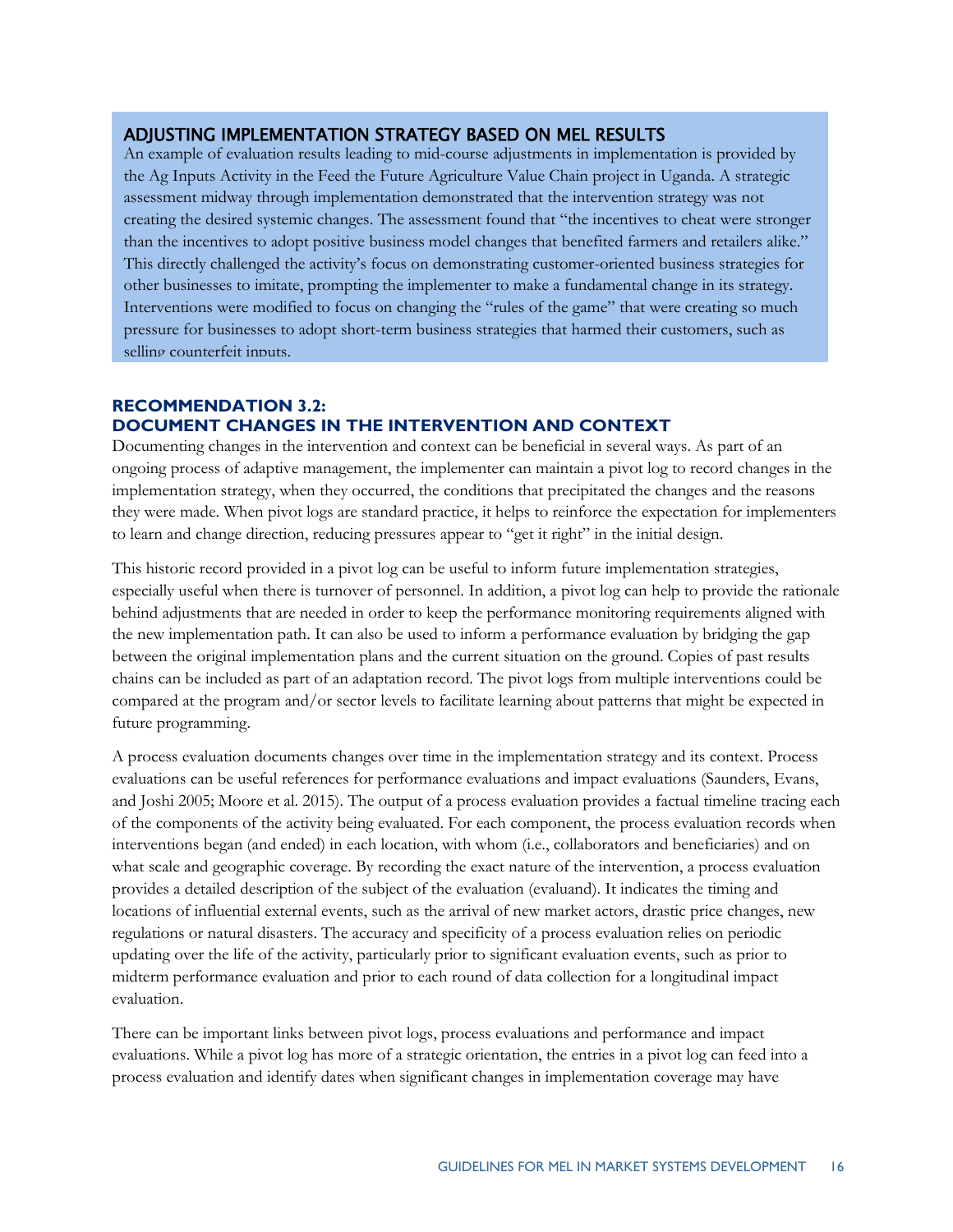## ADJUSTING IMPLEMENTATION STRATEGY BASED ON MEL RESULTS

An example of evaluation results leading to mid-course adjustments in implementation is provided by the Ag Inputs Activity in the Feed the Future Agriculture Value Chain project in Uganda. A strategic assessment midway through implementation demonstrated that the intervention strategy was not creating the desired systemic changes. The assessment found that "the incentives to cheat were stronger than the incentives to adopt positive business model changes that benefited farmers and retailers alike." This directly challenged the activity's focus on demonstrating customer-oriented business strategies for other businesses to imitate, prompting the implementer to make a fundamental change in its strategy. Interventions were modified to focus on changing the "rules of the game" that were creating so much pressure for businesses to adopt short-term business strategies that harmed their customers, such as selling counterfeit inputs.

### RECOMMENDATION 3.2: DOCUMENT CHANGES IN THE INTERVENTION AND CONTEXT

Documenting changes in the intervention and context can be beneficial in several ways. As part of an ongoing process of adaptive management, the implementer can maintain a pivot log to record changes in the implementation strategy, when they occurred, the conditions that precipitated the changes and the reasons they were made. When pivot logs are standard practice, it helps to reinforce the expectation for implementers to learn and change direction, reducing pressures appear to "get it right" in the initial design.

This historic record provided in a pivot log can be useful to inform future implementation strategies, especially useful when there is turnover of personnel. In addition, a pivot log can help to provide the rationale behind adjustments that are needed in order to keep the performance monitoring requirements aligned with the new implementation path. It can also be used to inform a performance evaluation by bridging the gap between the original implementation plans and the current situation on the ground. Copies of past results chains can be included as part of an adaptation record. The pivot logs from multiple interventions could be compared at the program and/or sector levels to facilitate learning about patterns that might be expected in future programming.

A process evaluation documents changes over time in the implementation strategy and its context. Process evaluations can be useful references for performance evaluations and impact evaluations (Saunders, Evans, and Joshi 2005; Moore et al. 2015). The output of a process evaluation provides a factual timeline tracing each of the components of the activity being evaluated. For each component, the process evaluation records when interventions began (and ended) in each location, with whom (i.e., collaborators and beneficiaries) and on what scale and geographic coverage. By recording the exact nature of the intervention, a process evaluation provides a detailed description of the subject of the evaluation (evaluand). It indicates the timing and locations of influential external events, such as the arrival of new market actors, drastic price changes, new regulations or natural disasters. The accuracy and specificity of a process evaluation relies on periodic updating over the life of the activity, particularly prior to significant evaluation events, such as prior to midterm performance evaluation and prior to each round of data collection for a longitudinal impact evaluation.

There can be important links between pivot logs, process evaluations and performance and impact evaluations. While a pivot log has more of a strategic orientation, the entries in a pivot log can feed into a process evaluation and identify dates when significant changes in implementation coverage may have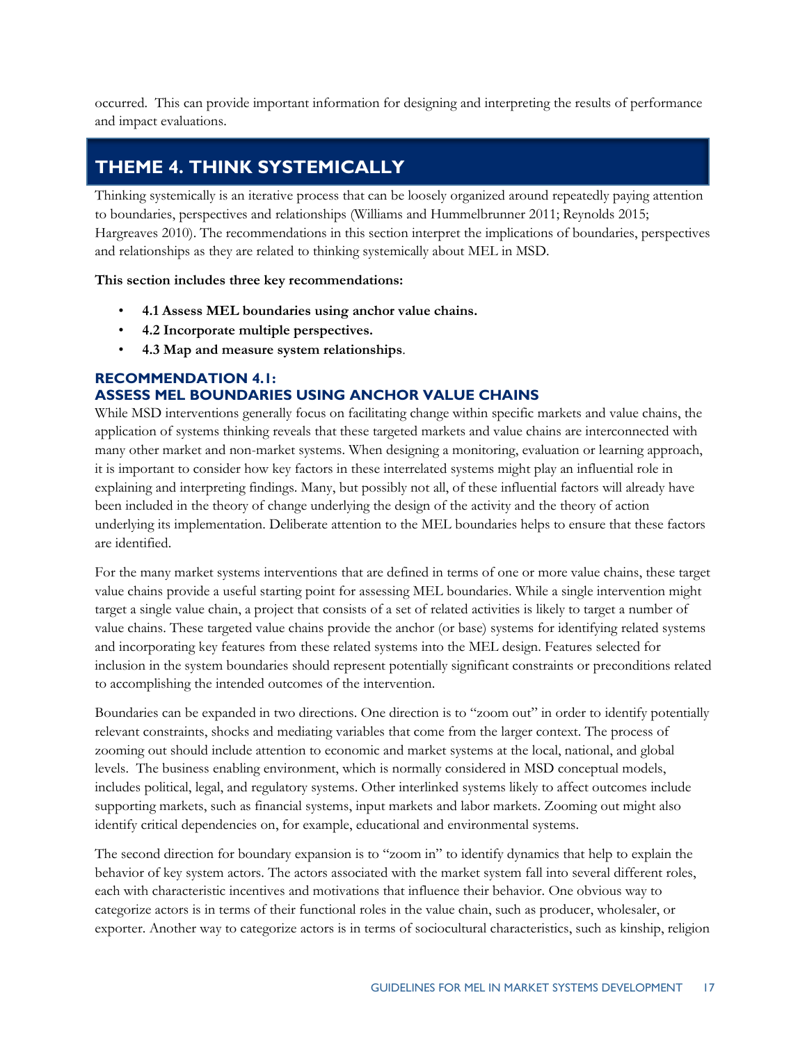occurred. This can provide important information for designing and interpreting the results of performance and impact evaluations.

## THEME 4. THINK SYSTEMICALLY

Thinking systemically is an iterative process that can be loosely organized around repeatedly paying attention to boundaries, perspectives and relationships (Williams and Hummelbrunner 2011; Reynolds 2015; Hargreaves 2010). The recommendations in this section interpret the implications of boundaries, perspectives and relationships as they are related to thinking systemically about MEL in MSD.

**This section includes three key recommendations:**

- **4.1 Assess MEL boundaries using anchor value chains.**
- **4.2 Incorporate multiple perspectives.**
- **4.3 Map and measure system relationships**.

### RECOMMENDATION 4.1: ASSESS MEL BOUNDARIES USING ANCHOR VALUE CHAINS

While MSD interventions generally focus on facilitating change within specific markets and value chains, the application of systems thinking reveals that these targeted markets and value chains are interconnected with many other market and non-market systems. When designing a monitoring, evaluation or learning approach, it is important to consider how key factors in these interrelated systems might play an influential role in explaining and interpreting findings. Many, but possibly not all, of these influential factors will already have been included in the theory of change underlying the design of the activity and the theory of action underlying its implementation. Deliberate attention to the MEL boundaries helps to ensure that these factors are identified.

For the many market systems interventions that are defined in terms of one or more value chains, these target value chains provide a useful starting point for assessing MEL boundaries. While a single intervention might target a single value chain, a project that consists of a set of related activities is likely to target a number of value chains. These targeted value chains provide the anchor (or base) systems for identifying related systems and incorporating key features from these related systems into the MEL design. Features selected for inclusion in the system boundaries should represent potentially significant constraints or preconditions related to accomplishing the intended outcomes of the intervention.

Boundaries can be expanded in two directions. One direction is to "zoom out" in order to identify potentially relevant constraints, shocks and mediating variables that come from the larger context. The process of zooming out should include attention to economic and market systems at the local, national, and global levels. The business enabling environment, which is normally considered in MSD conceptual models, includes political, legal, and regulatory systems. Other interlinked systems likely to affect outcomes include supporting markets, such as financial systems, input markets and labor markets. Zooming out might also identify critical dependencies on, for example, educational and environmental systems.

The second direction for boundary expansion is to "zoom in" to identify dynamics that help to explain the behavior of key system actors. The actors associated with the market system fall into several different roles, each with characteristic incentives and motivations that influence their behavior. One obvious way to categorize actors is in terms of their functional roles in the value chain, such as producer, wholesaler, or exporter. Another way to categorize actors is in terms of sociocultural characteristics, such as kinship, religion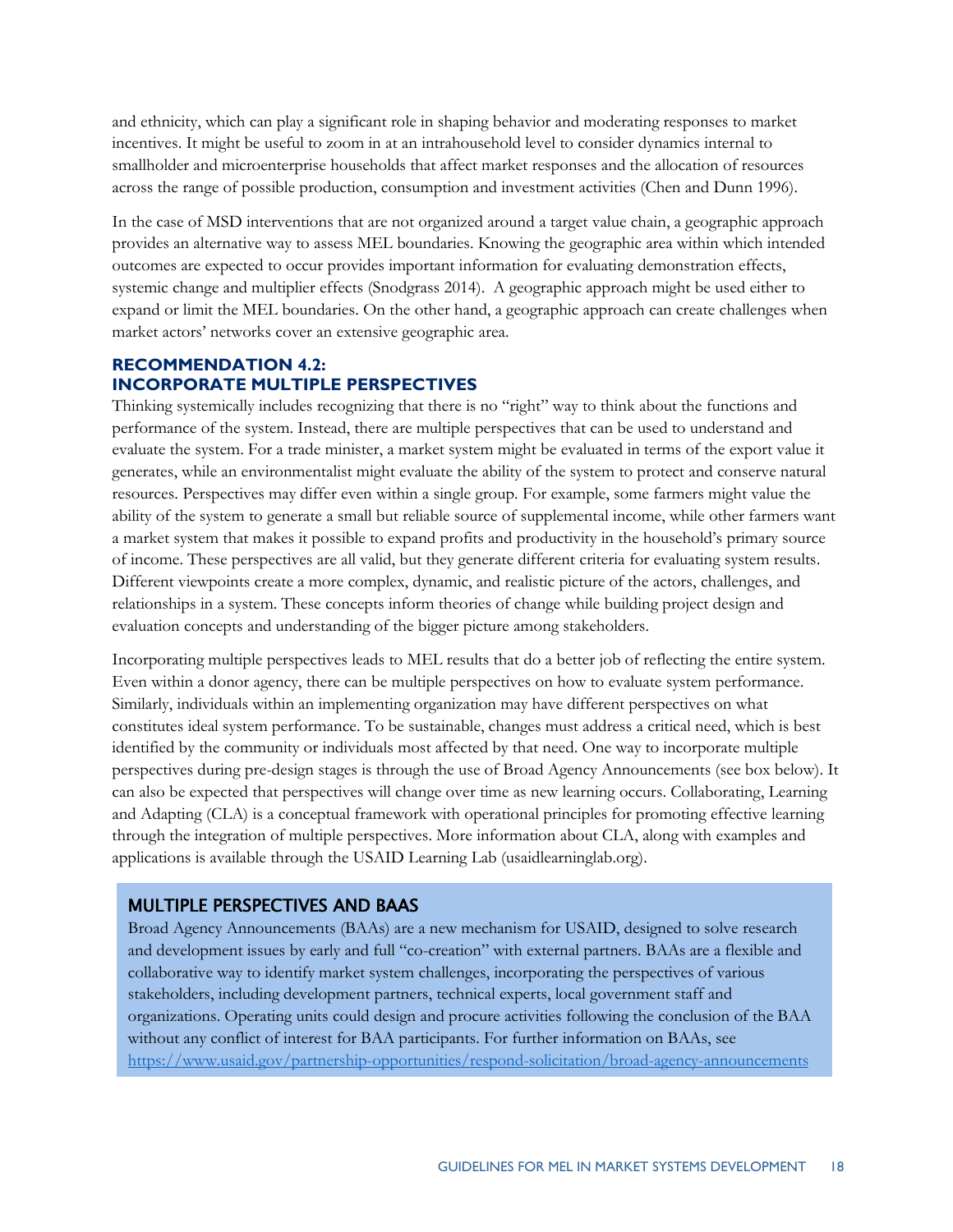and ethnicity, which can play a significant role in shaping behavior and moderating responses to market incentives. It might be useful to zoom in at an intrahousehold level to consider dynamics internal to smallholder and microenterprise households that affect market responses and the allocation of resources across the range of possible production, consumption and investment activities (Chen and Dunn 1996).

In the case of MSD interventions that are not organized around a target value chain, a geographic approach provides an alternative way to assess MEL boundaries. Knowing the geographic area within which intended outcomes are expected to occur provides important information for evaluating demonstration effects, systemic change and multiplier effects (Snodgrass 2014). A geographic approach might be used either to expand or limit the MEL boundaries. On the other hand, a geographic approach can create challenges when market actors' networks cover an extensive geographic area.

### RECOMMENDATION 4.2: INCORPORATE MULTIPLE PERSPECTIVES

Thinking systemically includes recognizing that there is no "right" way to think about the functions and performance of the system. Instead, there are multiple perspectives that can be used to understand and evaluate the system. For a trade minister, a market system might be evaluated in terms of the export value it generates, while an environmentalist might evaluate the ability of the system to protect and conserve natural resources. Perspectives may differ even within a single group. For example, some farmers might value the ability of the system to generate a small but reliable source of supplemental income, while other farmers want a market system that makes it possible to expand profits and productivity in the household's primary source of income. These perspectives are all valid, but they generate different criteria for evaluating system results. Different viewpoints create a more complex, dynamic, and realistic picture of the actors, challenges, and relationships in a system. These concepts inform theories of change while building project design and evaluation concepts and understanding of the bigger picture among stakeholders.

Incorporating multiple perspectives leads to MEL results that do a better job of reflecting the entire system. Even within a donor agency, there can be multiple perspectives on how to evaluate system performance. Similarly, individuals within an implementing organization may have different perspectives on what constitutes ideal system performance. To be sustainable, changes must address a critical need, which is best identified by the community or individuals most affected by that need. One way to incorporate multiple perspectives during pre-design stages is through the use of Broad Agency Announcements (see box below). It can also be expected that perspectives will change over time as new learning occurs. Collaborating, Learning and Adapting (CLA) is a conceptual framework with operational principles for promoting effective learning through the integration of multiple perspectives. More information about CLA, along with examples and applications is available through the USAID Learning Lab (usaidlearninglab.org).

#### MULTIPLE PERSPECTIVES AND BAAS

Broad Agency Announcements (BAAs) are a new mechanism for USAID, designed to solve research and development issues by early and full "co-creation" with external partners. BAAs are a flexible and collaborative way to identify market system challenges, incorporating the perspectives of various stakeholders, including development partners, technical experts, local government staff and organizations. Operating units could design and procure activities following the conclusion of the BAA without any conflict of interest for BAA participants. For further information on BAAs, see https://www.usaid.gov/partnership-opportunities/respond-solicitation/broad-agency-announcements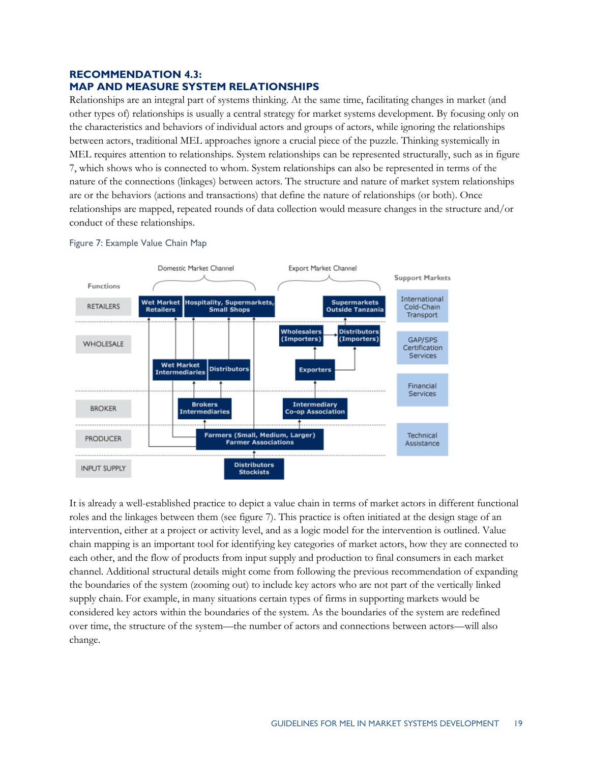## RECOMMENDATION 4.3: MAP AND MEASURE SYSTEM RELATIONSHIPS

Relationships are an integral part of systems thinking. At the same time, facilitating changes in market (and other types of) relationships is usually a central strategy for market systems development. By focusing only on the characteristics and behaviors of individual actors and groups of actors, while ignoring the relationships between actors, traditional MEL approaches ignore a crucial piece of the puzzle. Thinking systemically in MEL requires attention to relationships. System relationships can be represented structurally, such as in figure 7, which shows who is connected to whom. System relationships can also be represented in terms of the nature of the connections (linkages) between actors. The structure and nature of market system relationships are or the behaviors (actions and transactions) that define the nature of relationships (or both). Once relationships are mapped, repeated rounds of data collection would measure changes in the structure and/or conduct of these relationships.

Figure 7: Example Value Chain Map

It is already a well-established practice to depict a value chain in terms of market actors in different functional roles and the linkages between them (see figure 7). This practice is often initiated at the design stage of an intervention, either at a project or activity level, and as a logic model for the intervention is outlined. Value chain mapping is an important tool for identifying key categories of market actors, how they are connected to each other, and the flow of products from input supply and production to final consumers in each market channel. Additional structural details might come from following the previous recommendation of expanding the boundaries of the system (zooming out) to include key actors who are not part of the vertically linked supply chain. For example, in many situations certain types of firms in supporting markets would be considered key actors within the boundaries of the system. As the boundaries of the system are redefined over time, the structure of the system—the number of actors and connections between actors—will also change.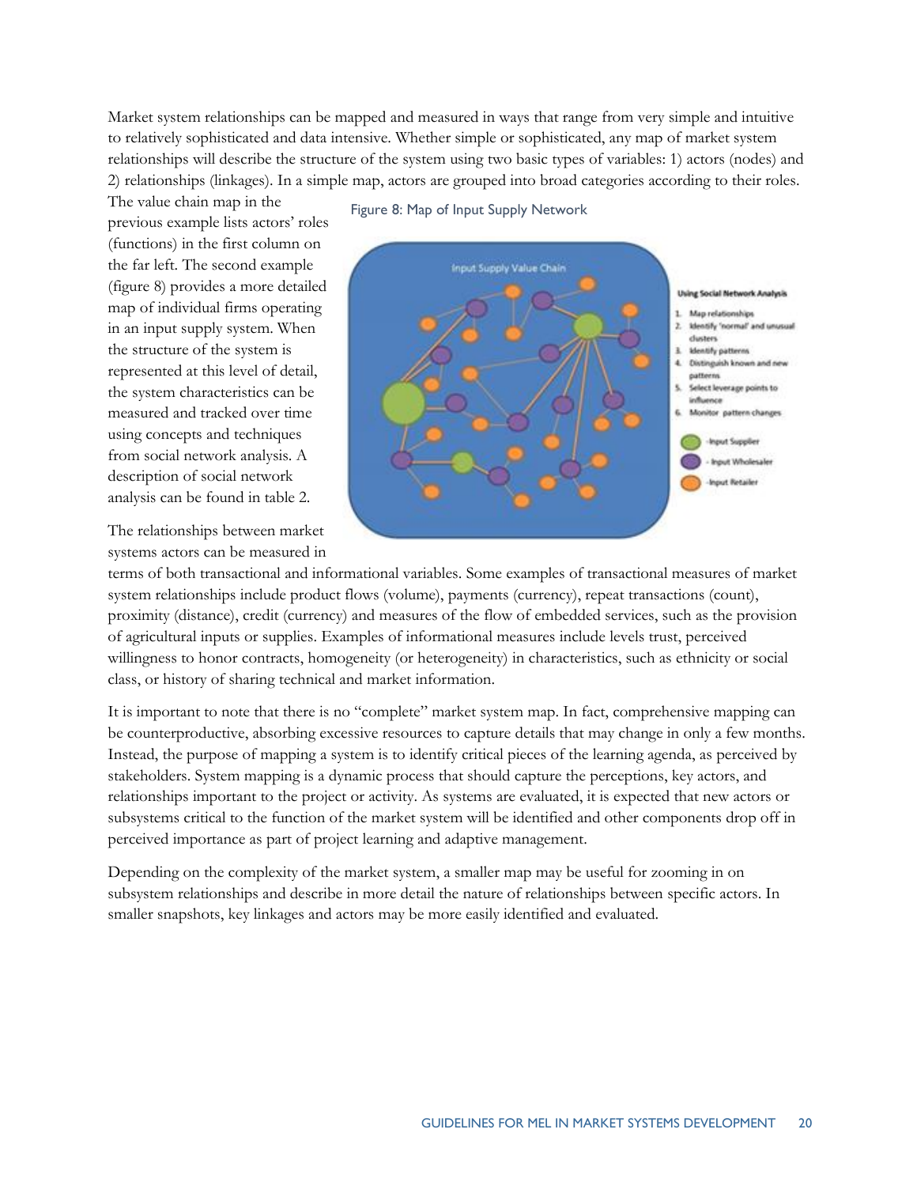Market system relationships can be mapped and measured in ways that range from very simple and intuitive to relatively sophisticated and data intensive. Whether simple or sophisticated, any map of market system relationships will describe the structure of the system using two basic types of variables: 1) actors (nodes) and 2) relationships (linkages). In a simple map, actors are grouped into broad categories according to their roles. The value chain map in the previous example lists actors' roles (functions) in the first column on the far left. The second example (figure 8) provides a more detailed map of individual firms operating in an input supply system. When the structure of the system is represented at this level of detail, the system characteristics can be measured and tracked over time using concepts and techniques from social network analysis. A description of social network analysis can be found in table 2.

Figure 8: Map of Input Supply Network

The relationships between market systems actors can be measured in terms of both transactional and informational variables. Some examples of transactional measures of market system relationships include product flows (volume), payments (currency), repeat transactions (count), proximity (distance), credit (currency) and measures of the flow of embedded services, such as the provision of agricultural inputs or supplies. Examples of informational measures include levels trust, perceived willingness to honor contracts, homogeneity (or heterogeneity) in characteristics, such as ethnicity or social class, or history of sharing technical and market information.

It is important to note that there is no "complete" market system map. In fact, comprehensive mapping can be counterproductive, absorbing excessive resources to capture details that may change in only a few months. Instead, the purpose of mapping a system is to identify critical pieces of the learning agenda, as perceived by stakeholders. System mapping is a dynamic process that should capture the perceptions, key actors, and relationships important to the project or activity. As systems are evaluated, it is expected that new actors or subsystems critical to the function of the market system will be identified and other components drop off in perceived importance as part of project learning and adaptive management.

Depending on the complexity of the market system, a smaller map may be useful for zooming in on subsystem relationships and describe in more detail the nature of relationships between specific actors. In smaller snapshots, key linkages and actors may be more easily identified and evaluated.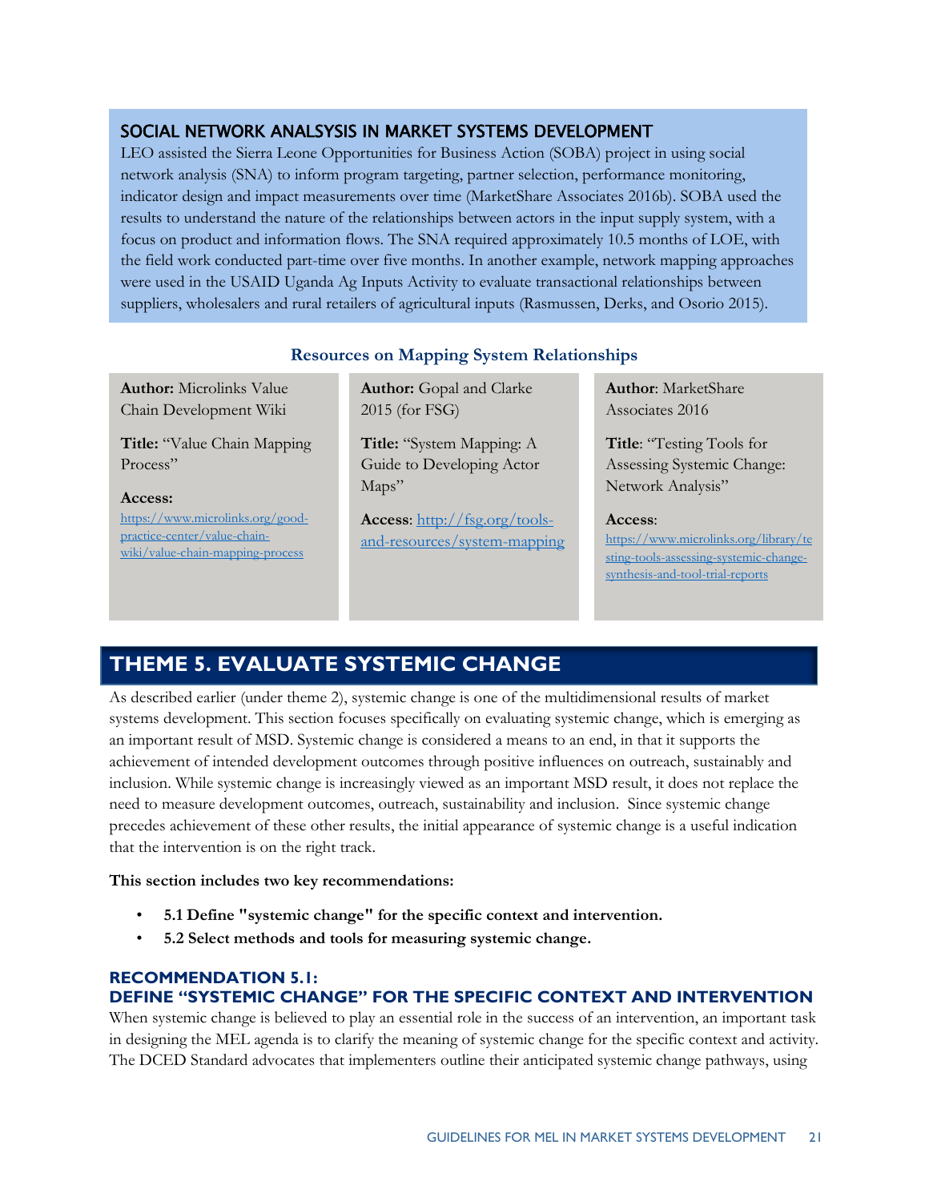### SOCIAL NETWORK ANALSYSIS IN MARKET SYSTEMS DEVELOPMENT

LEO assisted the Sierra Leone Opportunities for Business Action (SOBA) project in using social network analysis (SNA) to inform program targeting, partner selection, performance monitoring, indicator design and impact measurements over time (MarketShare Associates 2016b). SOBA used the results to understand the nature of the relationships between actors in the input supply system, with a focus on product and information flows. The SNA required approximately 10.5 months of LOE, with the field work conducted part-time over five months. In another example, network mapping approaches were used in the USAID Uganda Ag Inputs Activity to evaluate transactional relationships between suppliers, wholesalers and rural retailers of agricultural inputs (Rasmussen, Derks, and Osorio 2015).

**Resources on Mapping System Relationships**

| | | |
|---|---|---|
| **Author:** Microlinks Value Chain Development Wiki | **Author:** Gopal and Clarke 2015 (for FSG) | **Author**: MarketShare Associates 2016 |
| **Title:** "Value Chain Mapping Process" | **Title:** "System Mapping: A Guide to Developing Actor Maps" | **Title**: "Testing Tools for Assessing Systemic Change: Network Analysis" |
| **Access:** https://www.microlinks.org/good-practice-center/value-chain-wiki/value-chain-mapping-process | **Access**: http://fsg.org/tools-and-resources/system-mapping | **Access**: https://www.microlinks.org/library/testing-tools-assessing-systemic-change-synthesis-and-tool-trial-reports |

## THEME 5. EVALUATE SYSTEMIC CHANGE

As described earlier (under theme 2), systemic change is one of the multidimensional results of market systems development. This section focuses specifically on evaluating systemic change, which is emerging as an important result of MSD. Systemic change is considered a means to an end, in that it supports the achievement of intended development outcomes through positive influences on outreach, sustainably and inclusion. While systemic change is increasingly viewed as an important MSD result, it does not replace the need to measure development outcomes, outreach, sustainability and inclusion. Since systemic change precedes achievement of these other results, the initial appearance of systemic change is a useful indication that the intervention is on the right track.

**This section includes two key recommendations:**

- **5.1 Define "systemic change" for the specific context and intervention.**
- **5.2 Select methods and tools for measuring systemic change.**

### RECOMMENDATION 5.1: DEFINE "SYSTEMIC CHANGE" FOR THE SPECIFIC CONTEXT AND INTERVENTION

When systemic change is believed to play an essential role in the success of an intervention, an important task in designing the MEL agenda is to clarify the meaning of systemic change for the specific context and activity. The DCED Standard advocates that implementers outline their anticipated systemic change pathways, using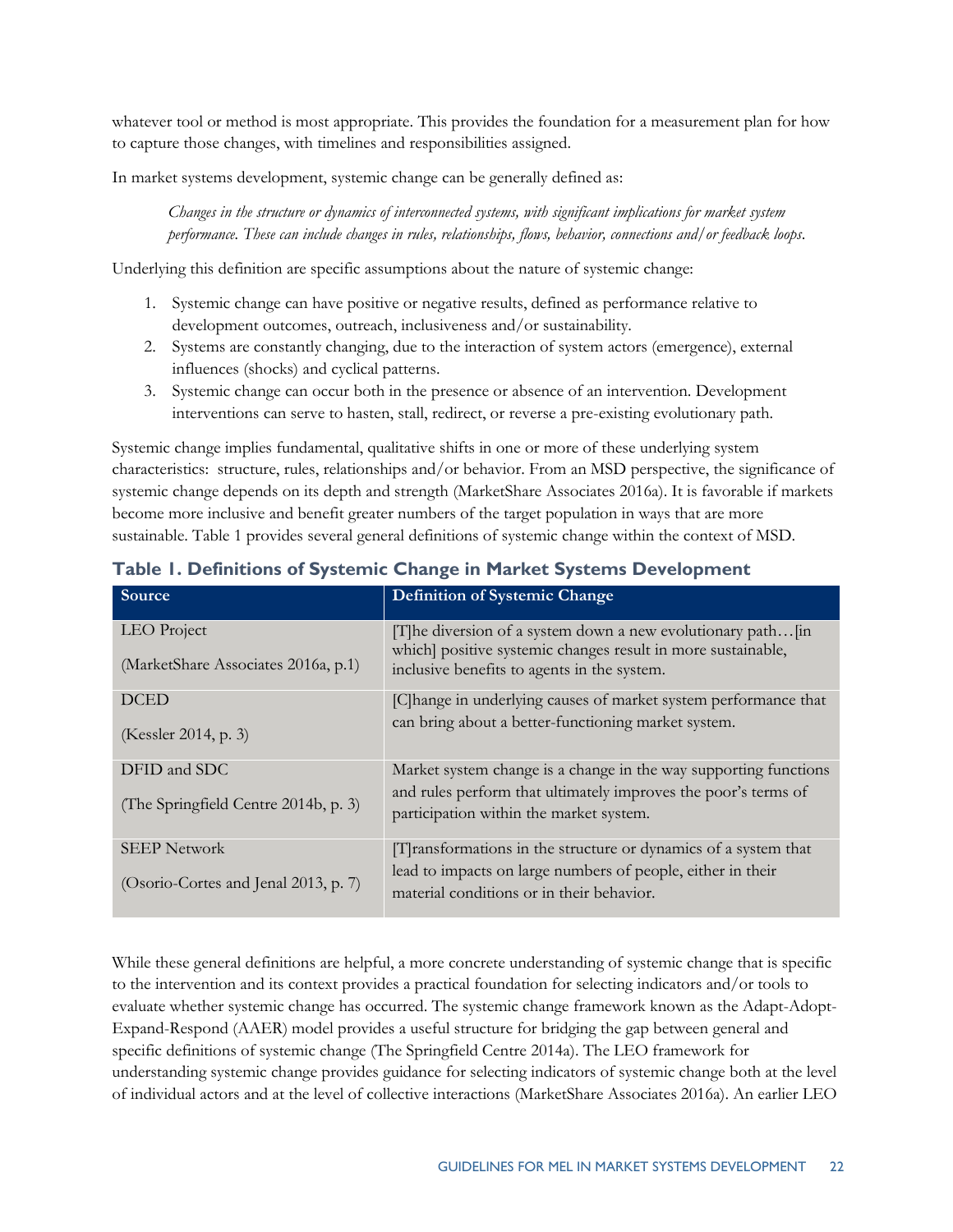whatever tool or method is most appropriate. This provides the foundation for a measurement plan for how to capture those changes, with timelines and responsibilities assigned.

In market systems development, systemic change can be generally defined as:

> *Changes in the structure or dynamics of interconnected systems, with significant implications for market system performance. These can include changes in rules, relationships, flows, behavior, connections and/or feedback loops.*

Underlying this definition are specific assumptions about the nature of systemic change:

1. Systemic change can have positive or negative results, defined as performance relative to development outcomes, outreach, inclusiveness and/or sustainability.
2. Systems are constantly changing, due to the interaction of system actors (emergence), external influences (shocks) and cyclical patterns.
3. Systemic change can occur both in the presence or absence of an intervention. Development interventions can serve to hasten, stall, redirect, or reverse a pre-existing evolutionary path.

Systemic change implies fundamental, qualitative shifts in one or more of these underlying system characteristics: structure, rules, relationships and/or behavior. From an MSD perspective, the significance of systemic change depends on its depth and strength (MarketShare Associates 2016a). It is favorable if markets become more inclusive and benefit greater numbers of the target population in ways that are more sustainable. Table 1 provides several general definitions of systemic change within the context of MSD.

### Table 1. Definitions of Systemic Change in Market Systems Development

| Source | Definition of Systemic Change |
| --- | --- |
| LEO Project<br><br>(MarketShare Associates 2016a, p.1) | [T]he diversion of a system down a new evolutionary path…[in which] positive systemic changes result in more sustainable, inclusive benefits to agents in the system. |
| DCED<br><br>(Kessler 2014, p. 3) | [C]hange in underlying causes of market system performance that can bring about a better-functioning market system. |
| DFID and SDC<br><br>(The Springfield Centre 2014b, p. 3) | Market system change is a change in the way supporting functions and rules perform that ultimately improves the poor's terms of participation within the market system. |
| SEEP Network<br><br>(Osorio-Cortes and Jenal 2013, p. 7) | [T]ransformations in the structure or dynamics of a system that lead to impacts on large numbers of people, either in their material conditions or in their behavior. |

While these general definitions are helpful, a more concrete understanding of systemic change that is specific to the intervention and its context provides a practical foundation for selecting indicators and/or tools to evaluate whether systemic change has occurred. The systemic change framework known as the Adapt-Adopt-Expand-Respond (AAER) model provides a useful structure for bridging the gap between general and specific definitions of systemic change (The Springfield Centre 2014a). The LEO framework for understanding systemic change provides guidance for selecting indicators of systemic change both at the level of individual actors and at the level of collective interactions (MarketShare Associates 2016a). An earlier LEO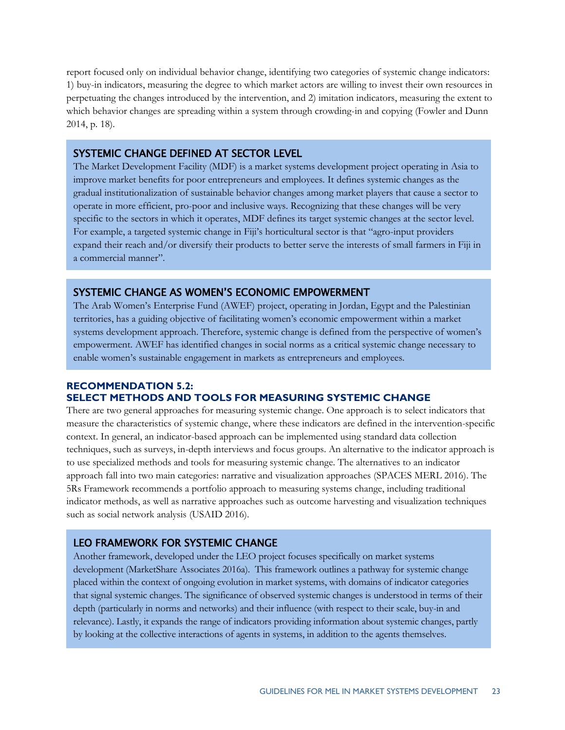report focused only on individual behavior change, identifying two categories of systemic change indicators: 1) buy-in indicators, measuring the degree to which market actors are willing to invest their own resources in perpetuating the changes introduced by the intervention, and 2) imitation indicators, measuring the extent to which behavior changes are spreading within a system through crowding-in and copying (Fowler and Dunn 2014, p. 18).

### SYSTEMIC CHANGE DEFINED AT SECTOR LEVEL

The Market Development Facility (MDF) is a market systems development project operating in Asia to improve market benefits for poor entrepreneurs and employees. It defines systemic changes as the gradual institutionalization of sustainable behavior changes among market players that cause a sector to operate in more efficient, pro-poor and inclusive ways. Recognizing that these changes will be very specific to the sectors in which it operates, MDF defines its target systemic changes at the sector level. For example, a targeted systemic change in Fiji's horticultural sector is that "agro-input providers expand their reach and/or diversify their products to better serve the interests of small farmers in Fiji in a commercial manner".

### SYSTEMIC CHANGE AS WOMEN'S ECONOMIC EMPOWERMENT

The Arab Women's Enterprise Fund (AWEF) project, operating in Jordan, Egypt and the Palestinian territories, has a guiding objective of facilitating women's economic empowerment within a market systems development approach. Therefore, systemic change is defined from the perspective of women's empowerment. AWEF has identified changes in social norms as a critical systemic change necessary to enable women's sustainable engagement in markets as entrepreneurs and employees.

## RECOMMENDATION 5.2: SELECT METHODS AND TOOLS FOR MEASURING SYSTEMIC CHANGE

There are two general approaches for measuring systemic change. One approach is to select indicators that measure the characteristics of systemic change, where these indicators are defined in the intervention-specific context. In general, an indicator-based approach can be implemented using standard data collection techniques, such as surveys, in-depth interviews and focus groups. An alternative to the indicator approach is to use specialized methods and tools for measuring systemic change. The alternatives to an indicator approach fall into two main categories: narrative and visualization approaches (SPACES MERL 2016). The 5Rs Framework recommends a portfolio approach to measuring systems change, including traditional indicator methods, as well as narrative approaches such as outcome harvesting and visualization techniques such as social network analysis (USAID 2016).

### LEO FRAMEWORK FOR SYSTEMIC CHANGE

Another framework, developed under the LEO project focuses specifically on market systems development (MarketShare Associates 2016a). This framework outlines a pathway for systemic change placed within the context of ongoing evolution in market systems, with domains of indicator categories that signal systemic changes. The significance of observed systemic changes is understood in terms of their depth (particularly in norms and networks) and their influence (with respect to their scale, buy-in and relevance). Lastly, it expands the range of indicators providing information about systemic changes, partly by looking at the collective interactions of agents in systems, in addition to the agents themselves.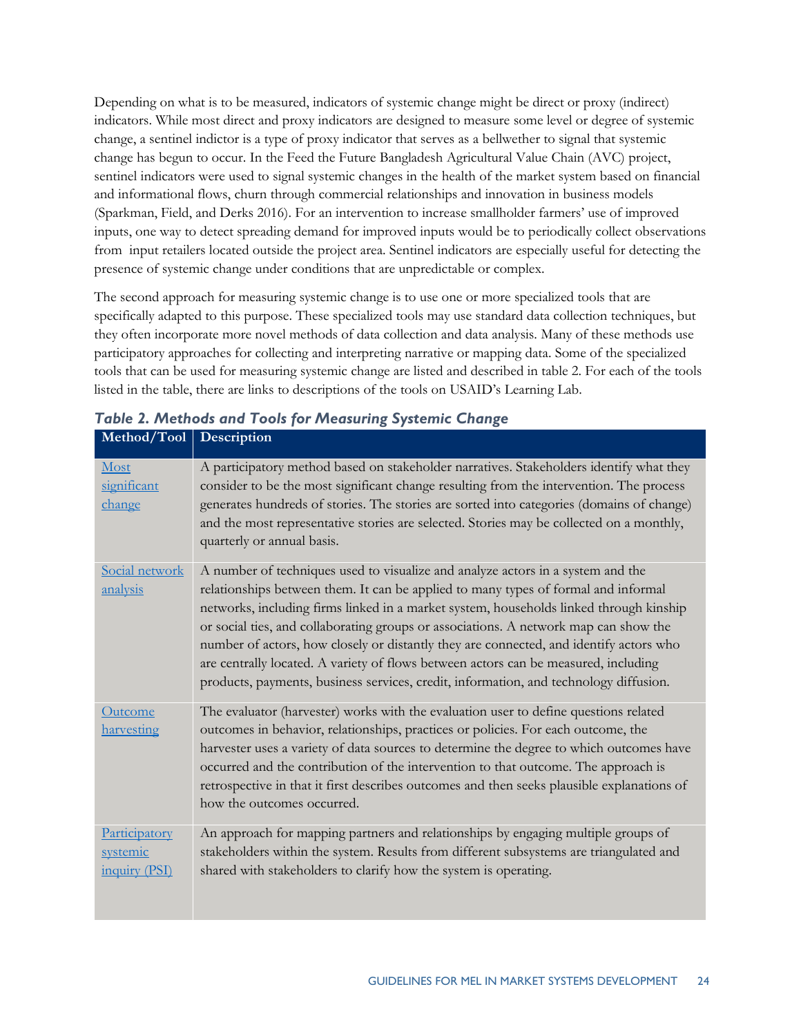Depending on what is to be measured, indicators of systemic change might be direct or proxy (indirect) indicators. While most direct and proxy indicators are designed to measure some level or degree of systemic change, a sentinel indictor is a type of proxy indicator that serves as a bellwether to signal that systemic change has begun to occur. In the Feed the Future Bangladesh Agricultural Value Chain (AVC) project, sentinel indicators were used to signal systemic changes in the health of the market system based on financial and informational flows, churn through commercial relationships and innovation in business models (Sparkman, Field, and Derks 2016). For an intervention to increase smallholder farmers' use of improved inputs, one way to detect spreading demand for improved inputs would be to periodically collect observations from input retailers located outside the project area. Sentinel indicators are especially useful for detecting the presence of systemic change under conditions that are unpredictable or complex.

The second approach for measuring systemic change is to use one or more specialized tools that are specifically adapted to this purpose. These specialized tools may use standard data collection techniques, but they often incorporate more novel methods of data collection and data analysis. Many of these methods use participatory approaches for collecting and interpreting narrative or mapping data. Some of the specialized tools that can be used for measuring systemic change are listed and described in table 2. For each of the tools listed in the table, there are links to descriptions of the tools on USAID's Learning Lab.

***Table 2. Methods and Tools for Measuring Systemic Change***

| Method/Tool | Description |
|---|---|
| Most significant change | A participatory method based on stakeholder narratives. Stakeholders identify what they consider to be the most significant change resulting from the intervention. The process generates hundreds of stories. The stories are sorted into categories (domains of change) and the most representative stories are selected. Stories may be collected on a monthly, quarterly or annual basis. |
| Social network analysis | A number of techniques used to visualize and analyze actors in a system and the relationships between them. It can be applied to many types of formal and informal networks, including firms linked in a market system, households linked through kinship or social ties, and collaborating groups or associations. A network map can show the number of actors, how closely or distantly they are connected, and identify actors who are centrally located. A variety of flows between actors can be measured, including products, payments, business services, credit, information, and technology diffusion. |
| Outcome harvesting | The evaluator (harvester) works with the evaluation user to define questions related outcomes in behavior, relationships, practices or policies. For each outcome, the harvester uses a variety of data sources to determine the degree to which outcomes have occurred and the contribution of the intervention to that outcome. The approach is retrospective in that it first describes outcomes and then seeks plausible explanations of how the outcomes occurred. |
| Participatory systemic inquiry (PSI) | An approach for mapping partners and relationships by engaging multiple groups of stakeholders within the system. Results from different subsystems are triangulated and shared with stakeholders to clarify how the system is operating. |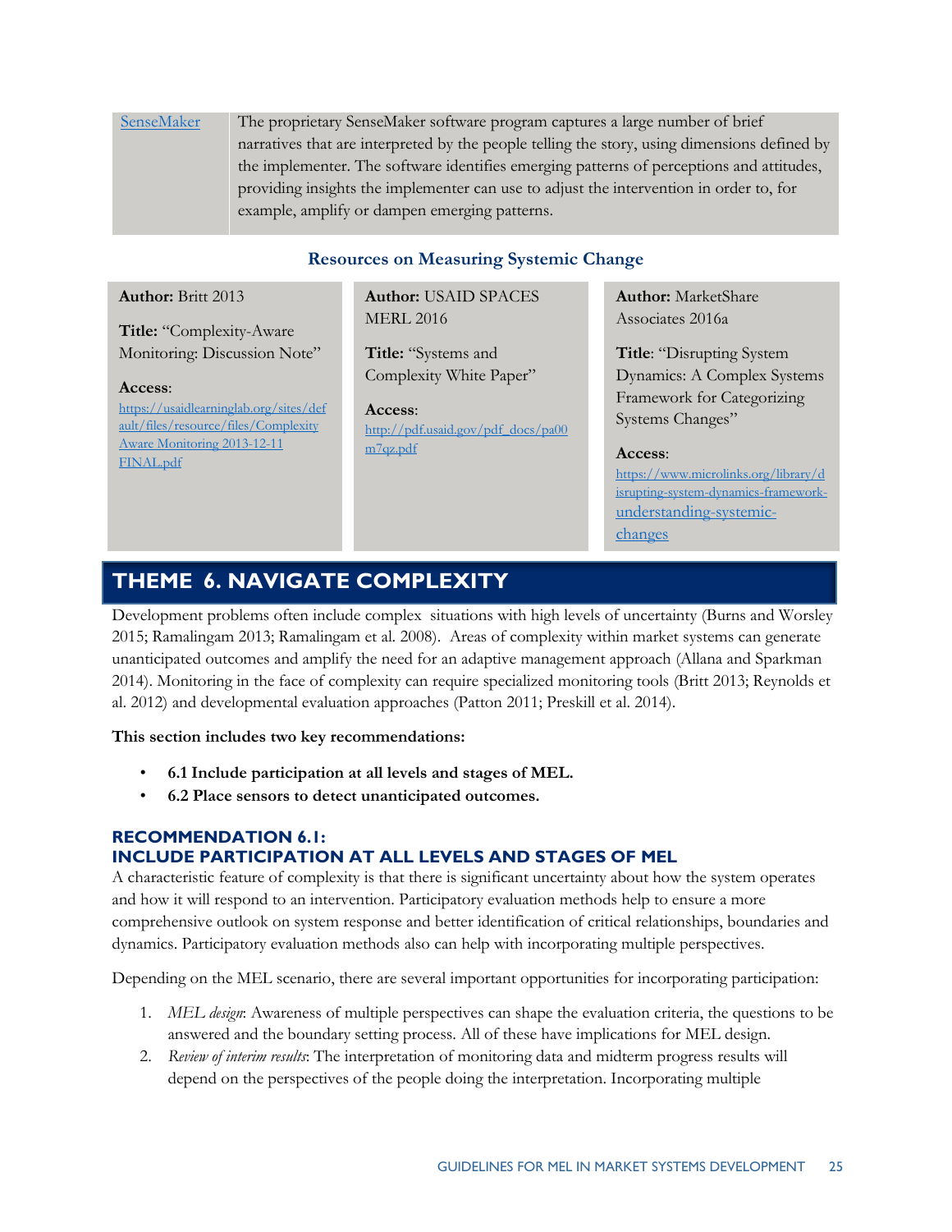| SenseMaker | The proprietary SenseMaker software program captures a large number of brief narratives that are interpreted by the people telling the story, using dimensions defined by the implementer. The software identifies emerging patterns of perceptions and attitudes, providing insights the implementer can use to adjust the intervention in order to, for example, amplify or dampen emerging patterns. |
|---|---|

### Resources on Measuring Systemic Change

| **Author:** Britt 2013<br><br>**Title:** "Complexity-Aware Monitoring: Discussion Note"<br><br>**Access**: https://usaidlearninglab.org/sites/default/files/resource/files/Complexity Aware Monitoring 2013-12-11 FINAL.pdf | **Author:** USAID SPACES MERL 2016<br><br>**Title:** "Systems and Complexity White Paper"<br><br>**Access**: http://pdf.usaid.gov/pdf_docs/pa00m7qz.pdf | **Author:** MarketShare Associates 2016a<br><br>**Title**: "Disrupting System Dynamics: A Complex Systems Framework for Categorizing Systems Changes"<br><br>**Access**: https://www.microlinks.org/library/disrupting-system-dynamics-framework-understanding-systemic-changes |
|---|---|---|

# THEME 6. NAVIGATE COMPLEXITY

Development problems often include complex situations with high levels of uncertainty (Burns and Worsley 2015; Ramalingam 2013; Ramalingam et al. 2008). Areas of complexity within market systems can generate unanticipated outcomes and amplify the need for an adaptive management approach (Allana and Sparkman 2014). Monitoring in the face of complexity can require specialized monitoring tools (Britt 2013; Reynolds et al. 2012) and developmental evaluation approaches (Patton 2011; Preskill et al. 2014).

**This section includes two key recommendations:**

- **6.1 Include participation at all levels and stages of MEL.**
- **6.2 Place sensors to detect unanticipated outcomes.**

## RECOMMENDATION 6.1: INCLUDE PARTICIPATION AT ALL LEVELS AND STAGES OF MEL

A characteristic feature of complexity is that there is significant uncertainty about how the system operates and how it will respond to an intervention. Participatory evaluation methods help to ensure a more comprehensive outlook on system response and better identification of critical relationships, boundaries and dynamics. Participatory evaluation methods also can help with incorporating multiple perspectives.

Depending on the MEL scenario, there are several important opportunities for incorporating participation:

1. *MEL design*: Awareness of multiple perspectives can shape the evaluation criteria, the questions to be answered and the boundary setting process. All of these have implications for MEL design.
2. *Review of interim results*: The interpretation of monitoring data and midterm progress results will depend on the perspectives of the people doing the interpretation. Incorporating multiple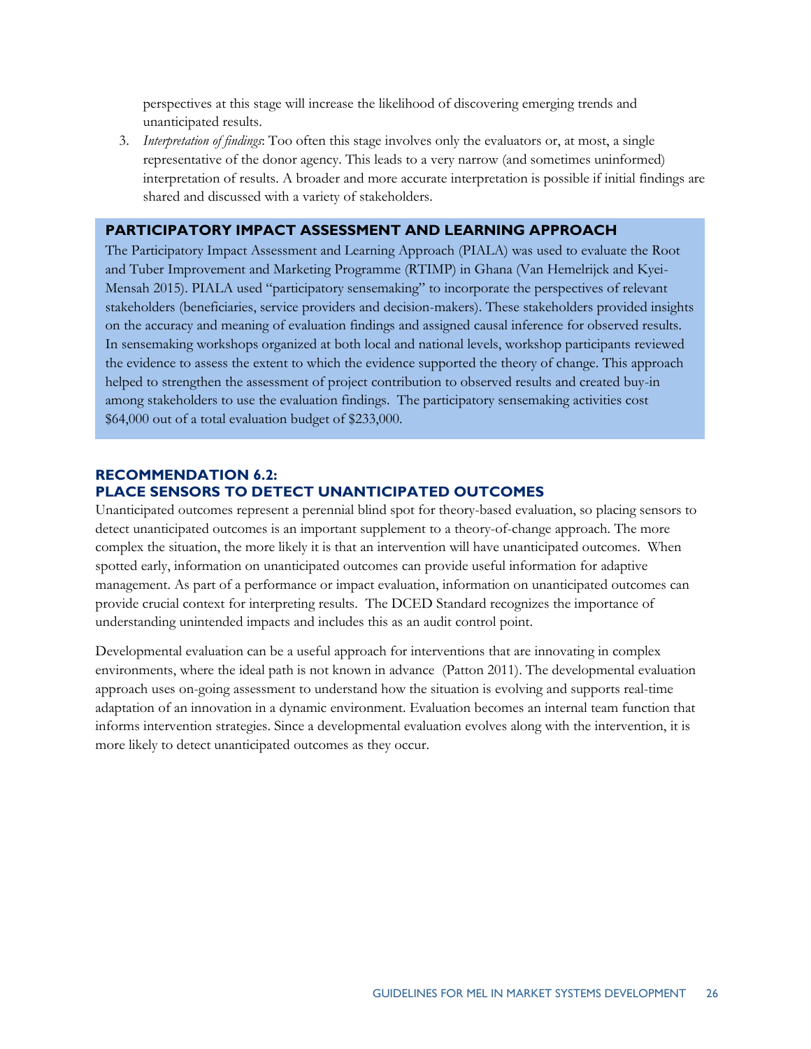perspectives at this stage will increase the likelihood of discovering emerging trends and unanticipated results.

3. *Interpretation of findings*: Too often this stage involves only the evaluators or, at most, a single representative of the donor agency. This leads to a very narrow (and sometimes uninformed) interpretation of results. A broader and more accurate interpretation is possible if initial findings are shared and discussed with a variety of stakeholders.

> **PARTICIPATORY IMPACT ASSESSMENT AND LEARNING APPROACH**
>
> The Participatory Impact Assessment and Learning Approach (PIALA) was used to evaluate the Root and Tuber Improvement and Marketing Programme (RTIMP) in Ghana (Van Hemelrijck and Kyei-Mensah 2015). PIALA used "participatory sensemaking" to incorporate the perspectives of relevant stakeholders (beneficiaries, service providers and decision-makers). These stakeholders provided insights on the accuracy and meaning of evaluation findings and assigned causal inference for observed results. In sensemaking workshops organized at both local and national levels, workshop participants reviewed the evidence to assess the extent to which the evidence supported the theory of change. This approach helped to strengthen the assessment of project contribution to observed results and created buy-in among stakeholders to use the evaluation findings. The participatory sensemaking activities cost $64,000 out of a total evaluation budget of $233,000.

### RECOMMENDATION 6.2: PLACE SENSORS TO DETECT UNANTICIPATED OUTCOMES

Unanticipated outcomes represent a perennial blind spot for theory-based evaluation, so placing sensors to detect unanticipated outcomes is an important supplement to a theory-of-change approach. The more complex the situation, the more likely it is that an intervention will have unanticipated outcomes. When spotted early, information on unanticipated outcomes can provide useful information for adaptive management. As part of a performance or impact evaluation, information on unanticipated outcomes can provide crucial context for interpreting results. The DCED Standard recognizes the importance of understanding unintended impacts and includes this as an audit control point.

Developmental evaluation can be a useful approach for interventions that are innovating in complex environments, where the ideal path is not known in advance (Patton 2011). The developmental evaluation approach uses on-going assessment to understand how the situation is evolving and supports real-time adaptation of an innovation in a dynamic environment. Evaluation becomes an internal team function that informs intervention strategies. Since a developmental evaluation evolves along with the intervention, it is more likely to detect unanticipated outcomes as they occur.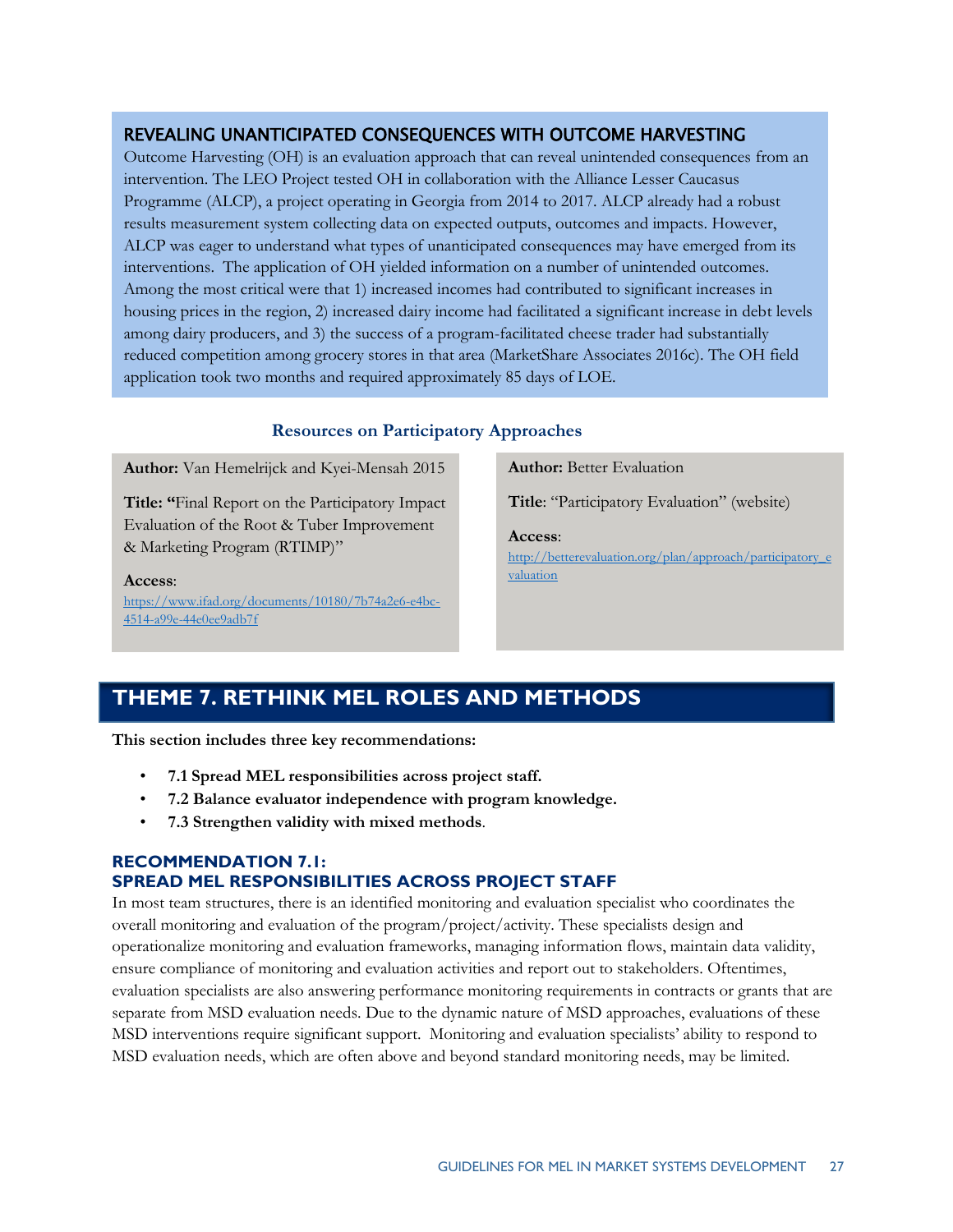### REVEALING UNANTICIPATED CONSEQUENCES WITH OUTCOME HARVESTING

Outcome Harvesting (OH) is an evaluation approach that can reveal unintended consequences from an intervention. The LEO Project tested OH in collaboration with the Alliance Lesser Caucasus Programme (ALCP), a project operating in Georgia from 2014 to 2017. ALCP already had a robust results measurement system collecting data on expected outputs, outcomes and impacts. However, ALCP was eager to understand what types of unanticipated consequences may have emerged from its interventions. The application of OH yielded information on a number of unintended outcomes. Among the most critical were that 1) increased incomes had contributed to significant increases in housing prices in the region, 2) increased dairy income had facilitated a significant increase in debt levels among dairy producers, and 3) the success of a program-facilitated cheese trader had substantially reduced competition among grocery stores in that area (MarketShare Associates 2016c). The OH field application took two months and required approximately 85 days of LOE.

### Resources on Participatory Approaches

**Author:** Van Hemelrijck and Kyei-Mensah 2015

**Title: "**Final Report on the Participatory Impact Evaluation of the Root & Tuber Improvement & Marketing Program (RTIMP)"

**Access**:
https://www.ifad.org/documents/10180/7b74a2e6-e4bc-4514-a99e-44e0ee9adb7f

**Author:** Better Evaluation

**Title**: "Participatory Evaluation" (website)

**Access**:
http://betterevaluation.org/plan/approach/participatory_evaluation

## THEME 7. RETHINK MEL ROLES AND METHODS

**This section includes three key recommendations:**

- **7.1 Spread MEL responsibilities across project staff.**
- **7.2 Balance evaluator independence with program knowledge.**
- **7.3 Strengthen validity with mixed methods**.

### RECOMMENDATION 7.1: SPREAD MEL RESPONSIBILITIES ACROSS PROJECT STAFF

In most team structures, there is an identified monitoring and evaluation specialist who coordinates the overall monitoring and evaluation of the program/project/activity. These specialists design and operationalize monitoring and evaluation frameworks, managing information flows, maintain data validity, ensure compliance of monitoring and evaluation activities and report out to stakeholders. Oftentimes, evaluation specialists are also answering performance monitoring requirements in contracts or grants that are separate from MSD evaluation needs. Due to the dynamic nature of MSD approaches, evaluations of these MSD interventions require significant support. Monitoring and evaluation specialists' ability to respond to MSD evaluation needs, which are often above and beyond standard monitoring needs, may be limited.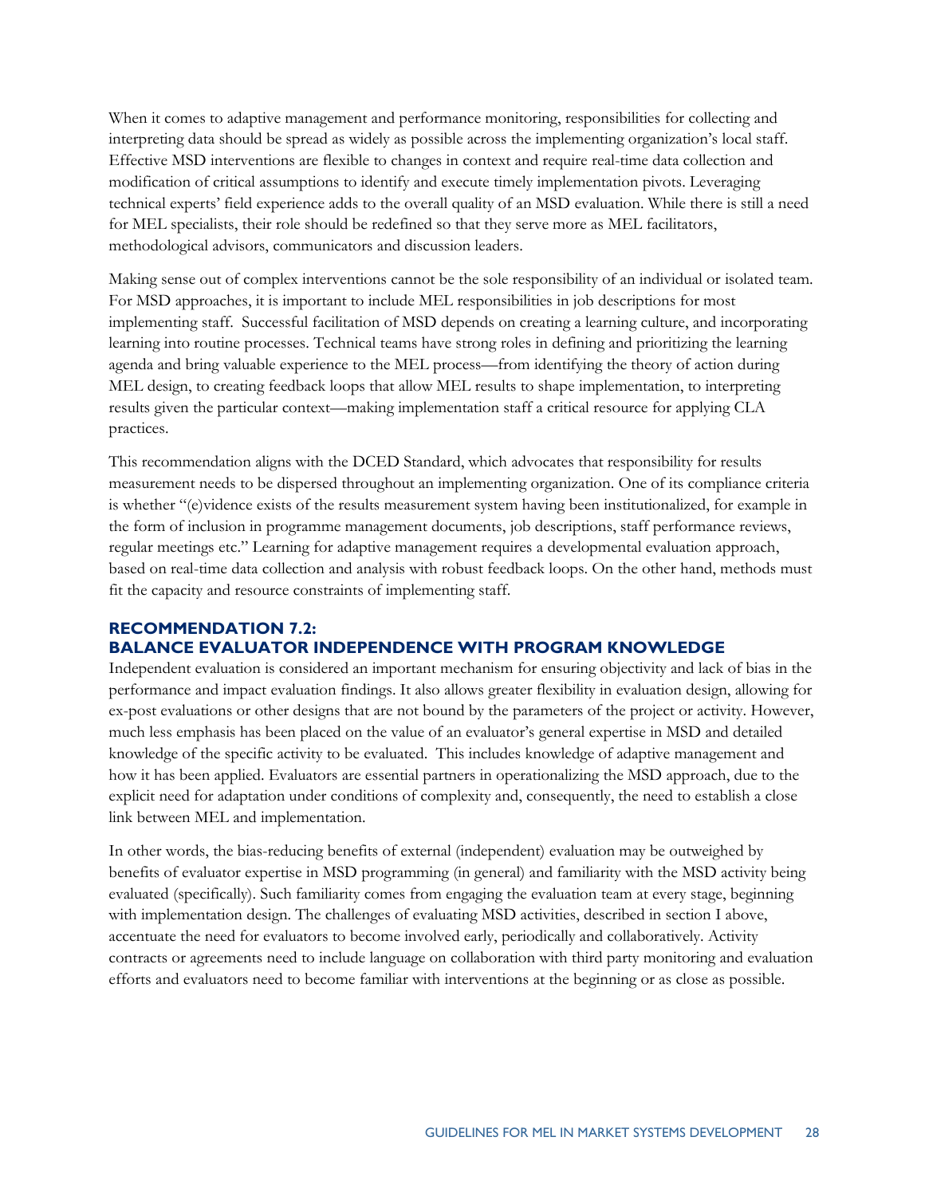When it comes to adaptive management and performance monitoring, responsibilities for collecting and interpreting data should be spread as widely as possible across the implementing organization's local staff. Effective MSD interventions are flexible to changes in context and require real-time data collection and modification of critical assumptions to identify and execute timely implementation pivots. Leveraging technical experts' field experience adds to the overall quality of an MSD evaluation. While there is still a need for MEL specialists, their role should be redefined so that they serve more as MEL facilitators, methodological advisors, communicators and discussion leaders.

Making sense out of complex interventions cannot be the sole responsibility of an individual or isolated team. For MSD approaches, it is important to include MEL responsibilities in job descriptions for most implementing staff. Successful facilitation of MSD depends on creating a learning culture, and incorporating learning into routine processes. Technical teams have strong roles in defining and prioritizing the learning agenda and bring valuable experience to the MEL process—from identifying the theory of action during MEL design, to creating feedback loops that allow MEL results to shape implementation, to interpreting results given the particular context—making implementation staff a critical resource for applying CLA practices.

This recommendation aligns with the DCED Standard, which advocates that responsibility for results measurement needs to be dispersed throughout an implementing organization. One of its compliance criteria is whether "(e)vidence exists of the results measurement system having been institutionalized, for example in the form of inclusion in programme management documents, job descriptions, staff performance reviews, regular meetings etc." Learning for adaptive management requires a developmental evaluation approach, based on real-time data collection and analysis with robust feedback loops. On the other hand, methods must fit the capacity and resource constraints of implementing staff.

### RECOMMENDATION 7.2: BALANCE EVALUATOR INDEPENDENCE WITH PROGRAM KNOWLEDGE

Independent evaluation is considered an important mechanism for ensuring objectivity and lack of bias in the performance and impact evaluation findings. It also allows greater flexibility in evaluation design, allowing for ex-post evaluations or other designs that are not bound by the parameters of the project or activity. However, much less emphasis has been placed on the value of an evaluator's general expertise in MSD and detailed knowledge of the specific activity to be evaluated. This includes knowledge of adaptive management and how it has been applied. Evaluators are essential partners in operationalizing the MSD approach, due to the explicit need for adaptation under conditions of complexity and, consequently, the need to establish a close link between MEL and implementation.

In other words, the bias-reducing benefits of external (independent) evaluation may be outweighed by benefits of evaluator expertise in MSD programming (in general) and familiarity with the MSD activity being evaluated (specifically). Such familiarity comes from engaging the evaluation team at every stage, beginning with implementation design. The challenges of evaluating MSD activities, described in section I above, accentuate the need for evaluators to become involved early, periodically and collaboratively. Activity contracts or agreements need to include language on collaboration with third party monitoring and evaluation efforts and evaluators need to become familiar with interventions at the beginning or as close as possible.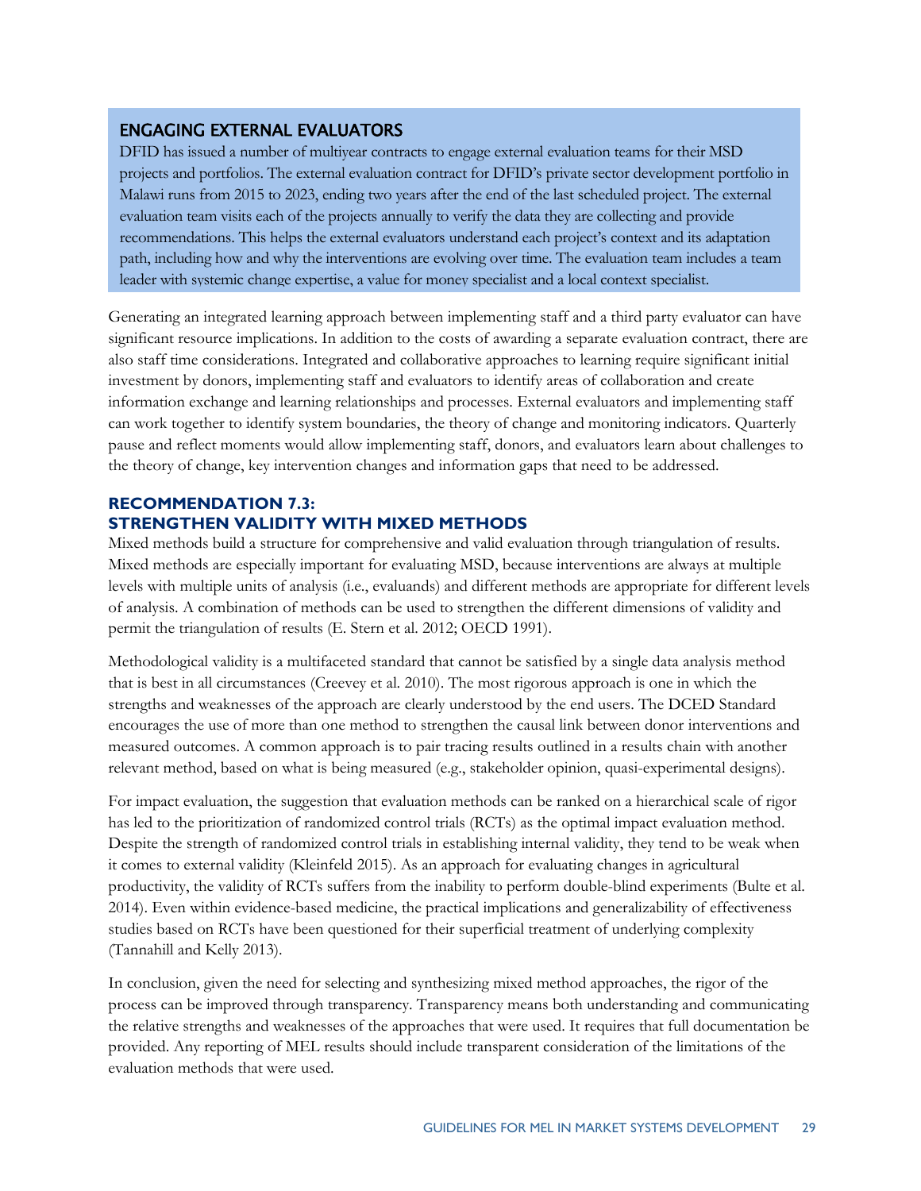### ENGAGING EXTERNAL EVALUATORS

DFID has issued a number of multiyear contracts to engage external evaluation teams for their MSD projects and portfolios. The external evaluation contract for DFID's private sector development portfolio in Malawi runs from 2015 to 2023, ending two years after the end of the last scheduled project. The external evaluation team visits each of the projects annually to verify the data they are collecting and provide recommendations. This helps the external evaluators understand each project's context and its adaptation path, including how and why the interventions are evolving over time. The evaluation team includes a team leader with systemic change expertise, a value for money specialist and a local context specialist.

Generating an integrated learning approach between implementing staff and a third party evaluator can have significant resource implications. In addition to the costs of awarding a separate evaluation contract, there are also staff time considerations. Integrated and collaborative approaches to learning require significant initial investment by donors, implementing staff and evaluators to identify areas of collaboration and create information exchange and learning relationships and processes. External evaluators and implementing staff can work together to identify system boundaries, the theory of change and monitoring indicators. Quarterly pause and reflect moments would allow implementing staff, donors, and evaluators learn about challenges to the theory of change, key intervention changes and information gaps that need to be addressed.

## RECOMMENDATION 7.3: STRENGTHEN VALIDITY WITH MIXED METHODS

Mixed methods build a structure for comprehensive and valid evaluation through triangulation of results. Mixed methods are especially important for evaluating MSD, because interventions are always at multiple levels with multiple units of analysis (i.e., evaluands) and different methods are appropriate for different levels of analysis. A combination of methods can be used to strengthen the different dimensions of validity and permit the triangulation of results (E. Stern et al. 2012; OECD 1991).

Methodological validity is a multifaceted standard that cannot be satisfied by a single data analysis method that is best in all circumstances (Creevey et al. 2010). The most rigorous approach is one in which the strengths and weaknesses of the approach are clearly understood by the end users. The DCED Standard encourages the use of more than one method to strengthen the causal link between donor interventions and measured outcomes. A common approach is to pair tracing results outlined in a results chain with another relevant method, based on what is being measured (e.g., stakeholder opinion, quasi-experimental designs).

For impact evaluation, the suggestion that evaluation methods can be ranked on a hierarchical scale of rigor has led to the prioritization of randomized control trials (RCTs) as the optimal impact evaluation method. Despite the strength of randomized control trials in establishing internal validity, they tend to be weak when it comes to external validity (Kleinfeld 2015). As an approach for evaluating changes in agricultural productivity, the validity of RCTs suffers from the inability to perform double-blind experiments (Bulte et al. 2014). Even within evidence-based medicine, the practical implications and generalizability of effectiveness studies based on RCTs have been questioned for their superficial treatment of underlying complexity (Tannahill and Kelly 2013).

In conclusion, given the need for selecting and synthesizing mixed method approaches, the rigor of the process can be improved through transparency. Transparency means both understanding and communicating the relative strengths and weaknesses of the approaches that were used. It requires that full documentation be provided. Any reporting of MEL results should include transparent consideration of the limitations of the evaluation methods that were used.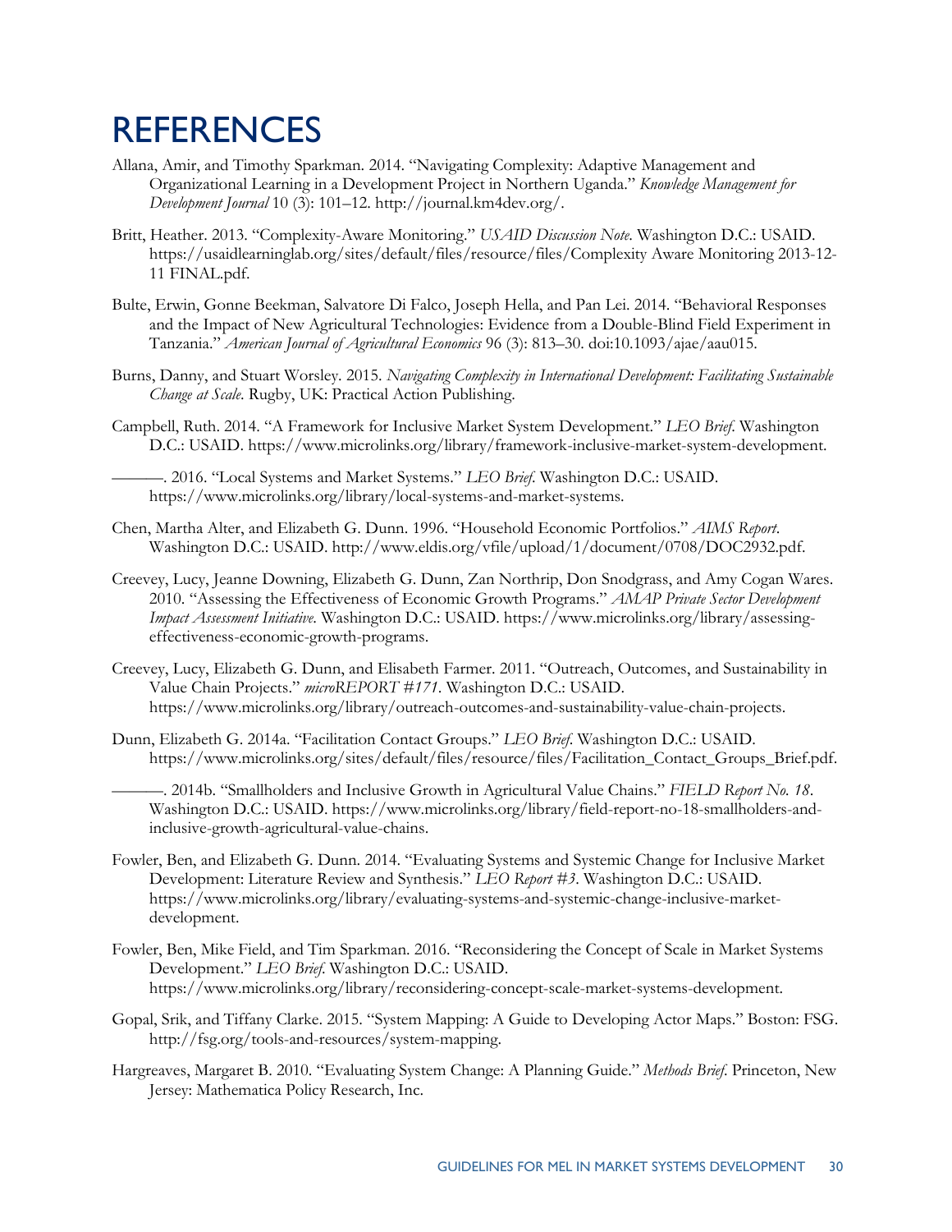# REFERENCES

Allana, Amir, and Timothy Sparkman. 2014. "Navigating Complexity: Adaptive Management and Organizational Learning in a Development Project in Northern Uganda." *Knowledge Management for Development Journal* 10 (3): 101–12. http://journal.km4dev.org/.

Britt, Heather. 2013. "Complexity-Aware Monitoring." *USAID Discussion Note*. Washington D.C.: USAID. https://usaidlearninglab.org/sites/default/files/resource/files/Complexity Aware Monitoring 2013-12-11 FINAL.pdf.

Bulte, Erwin, Gonne Beekman, Salvatore Di Falco, Joseph Hella, and Pan Lei. 2014. "Behavioral Responses and the Impact of New Agricultural Technologies: Evidence from a Double-Blind Field Experiment in Tanzania." *American Journal of Agricultural Economics* 96 (3): 813–30. doi:10.1093/ajae/aau015.

Burns, Danny, and Stuart Worsley. 2015. *Navigating Complexity in International Development: Facilitating Sustainable Change at Scale*. Rugby, UK: Practical Action Publishing.

Campbell, Ruth. 2014. "A Framework for Inclusive Market System Development." *LEO Brief*. Washington D.C.: USAID. https://www.microlinks.org/library/framework-inclusive-market-system-development.

———. 2016. "Local Systems and Market Systems." *LEO Brief*. Washington D.C.: USAID. https://www.microlinks.org/library/local-systems-and-market-systems.

Chen, Martha Alter, and Elizabeth G. Dunn. 1996. "Household Economic Portfolios." *AIMS Report*. Washington D.C.: USAID. http://www.eldis.org/vfile/upload/1/document/0708/DOC2932.pdf.

Creevey, Lucy, Jeanne Downing, Elizabeth G. Dunn, Zan Northrip, Don Snodgrass, and Amy Cogan Wares. 2010. "Assessing the Effectiveness of Economic Growth Programs." *AMAP Private Sector Development Impact Assessment Initiative*. Washington D.C.: USAID. https://www.microlinks.org/library/assessing-effectiveness-economic-growth-programs.

Creevey, Lucy, Elizabeth G. Dunn, and Elisabeth Farmer. 2011. "Outreach, Outcomes, and Sustainability in Value Chain Projects." *microREPORT #171*. Washington D.C.: USAID. https://www.microlinks.org/library/outreach-outcomes-and-sustainability-value-chain-projects.

Dunn, Elizabeth G. 2014a. "Facilitation Contact Groups." *LEO Brief*. Washington D.C.: USAID. https://www.microlinks.org/sites/default/files/resource/files/Facilitation_Contact_Groups_Brief.pdf.

———. 2014b. "Smallholders and Inclusive Growth in Agricultural Value Chains." *FIELD Report No. 18*. Washington D.C.: USAID. https://www.microlinks.org/library/field-report-no-18-smallholders-and-inclusive-growth-agricultural-value-chains.

Fowler, Ben, and Elizabeth G. Dunn. 2014. "Evaluating Systems and Systemic Change for Inclusive Market Development: Literature Review and Synthesis." *LEO Report #3*. Washington D.C.: USAID. https://www.microlinks.org/library/evaluating-systems-and-systemic-change-inclusive-market-development.

Fowler, Ben, Mike Field, and Tim Sparkman. 2016. "Reconsidering the Concept of Scale in Market Systems Development." *LEO Brief*. Washington D.C.: USAID. https://www.microlinks.org/library/reconsidering-concept-scale-market-systems-development.

Gopal, Srik, and Tiffany Clarke. 2015. "System Mapping: A Guide to Developing Actor Maps." Boston: FSG. http://fsg.org/tools-and-resources/system-mapping.

Hargreaves, Margaret B. 2010. "Evaluating System Change: A Planning Guide." *Methods Brief*. Princeton, New Jersey: Mathematica Policy Research, Inc.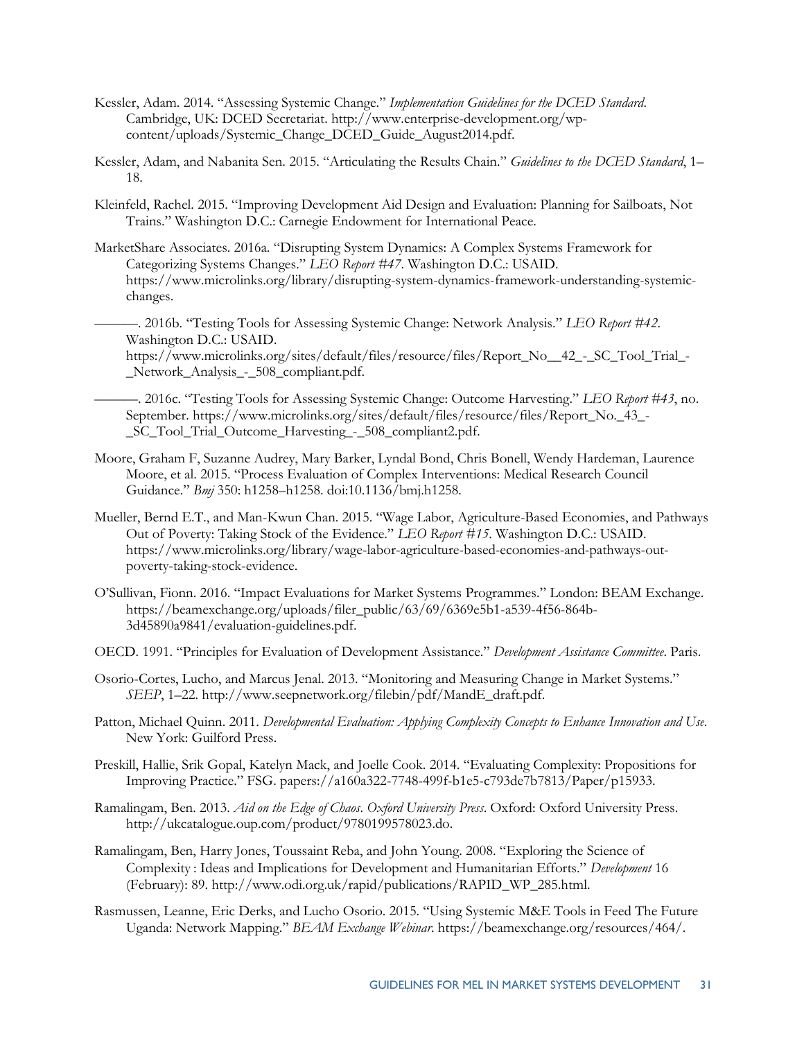Kessler, Adam. 2014. "Assessing Systemic Change." *Implementation Guidelines for the DCED Standard*. Cambridge, UK: DCED Secretariat. http://www.enterprise-development.org/wp-content/uploads/Systemic_Change_DCED_Guide_August2014.pdf.

Kessler, Adam, and Nabanita Sen. 2015. "Articulating the Results Chain." *Guidelines to the DCED Standard*, 1–18.

Kleinfeld, Rachel. 2015. "Improving Development Aid Design and Evaluation: Planning for Sailboats, Not Trains." Washington D.C.: Carnegie Endowment for International Peace.

MarketShare Associates. 2016a. "Disrupting System Dynamics: A Complex Systems Framework for Categorizing Systems Changes." *LEO Report #47*. Washington D.C.: USAID. https://www.microlinks.org/library/disrupting-system-dynamics-framework-understanding-systemic-changes.

———. 2016b. "Testing Tools for Assessing Systemic Change: Network Analysis." *LEO Report #42*. Washington D.C.: USAID. https://www.microlinks.org/sites/default/files/resource/files/Report_No__42_-_SC_Tool_Trial_-_Network_Analysis_-_508_compliant.pdf.

———. 2016c. "Testing Tools for Assessing Systemic Change: Outcome Harvesting." *LEO Report #43*, no. September. https://www.microlinks.org/sites/default/files/resource/files/Report_No._43_-_SC_Tool_Trial_Outcome_Harvesting_-_508_compliant2.pdf.

Moore, Graham F, Suzanne Audrey, Mary Barker, Lyndal Bond, Chris Bonell, Wendy Hardeman, Laurence Moore, et al. 2015. "Process Evaluation of Complex Interventions: Medical Research Council Guidance." *Bmj* 350: h1258–h1258. doi:10.1136/bmj.h1258.

Mueller, Bernd E.T., and Man-Kwun Chan. 2015. "Wage Labor, Agriculture-Based Economies, and Pathways Out of Poverty: Taking Stock of the Evidence." *LEO Report #15*. Washington D.C.: USAID. https://www.microlinks.org/library/wage-labor-agriculture-based-economies-and-pathways-out-poverty-taking-stock-evidence.

O'Sullivan, Fionn. 2016. "Impact Evaluations for Market Systems Programmes." London: BEAM Exchange. https://beamexchange.org/uploads/filer_public/63/69/6369e5b1-a539-4f56-864b-3d45890a9841/evaluation-guidelines.pdf.

OECD. 1991. "Principles for Evaluation of Development Assistance." *Development Assistance Committee*. Paris.

Osorio-Cortes, Lucho, and Marcus Jenal. 2013. "Monitoring and Measuring Change in Market Systems." *SEEP*, 1–22. http://www.seepnetwork.org/filebin/pdf/MandE_draft.pdf.

Patton, Michael Quinn. 2011. *Developmental Evaluation: Applying Complexity Concepts to Enhance Innovation and Use*. New York: Guilford Press.

Preskill, Hallie, Srik Gopal, Katelyn Mack, and Joelle Cook. 2014. "Evaluating Complexity: Propositions for Improving Practice." FSG. papers://a160a322-7748-499f-b1e5-c793de7b7813/Paper/p15933.

Ramalingam, Ben. 2013. *Aid on the Edge of Chaos*. *Oxford University Press*. Oxford: Oxford University Press. http://ukcatalogue.oup.com/product/9780199578023.do.

Ramalingam, Ben, Harry Jones, Toussaint Reba, and John Young. 2008. "Exploring the Science of Complexity : Ideas and Implications for Development and Humanitarian Efforts." *Development* 16 (February): 89. http://www.odi.org.uk/rapid/publications/RAPID_WP_285.html.

Rasmussen, Leanne, Eric Derks, and Lucho Osorio. 2015. "Using Systemic M&E Tools in Feed The Future Uganda: Network Mapping." *BEAM Exchange Webinar*. https://beamexchange.org/resources/464/.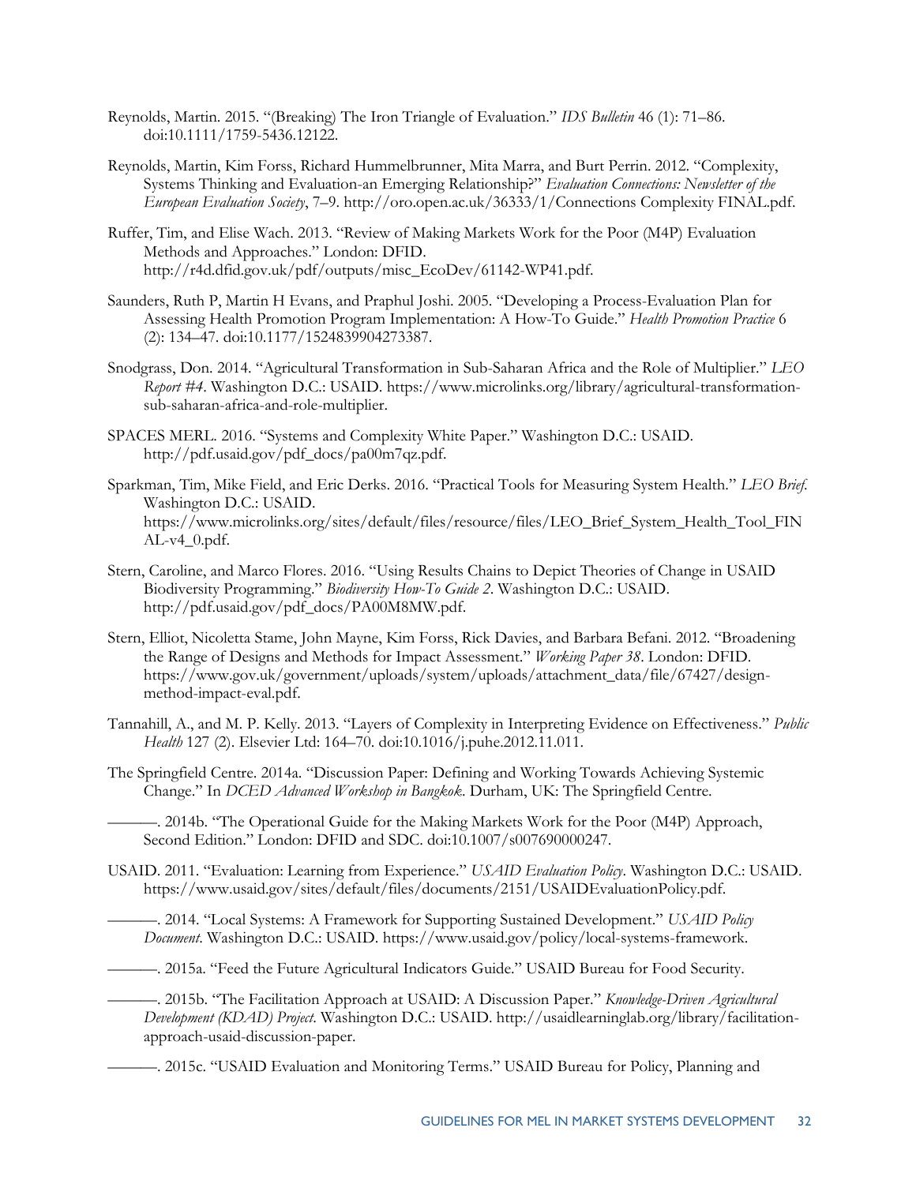Reynolds, Martin. 2015. "(Breaking) The Iron Triangle of Evaluation." *IDS Bulletin* 46 (1): 71–86. doi:10.1111/1759-5436.12122.

Reynolds, Martin, Kim Forss, Richard Hummelbrunner, Mita Marra, and Burt Perrin. 2012. "Complexity, Systems Thinking and Evaluation-an Emerging Relationship?" *Evaluation Connections: Newsletter of the European Evaluation Society*, 7–9. http://oro.open.ac.uk/36333/1/Connections Complexity FINAL.pdf.

Ruffer, Tim, and Elise Wach. 2013. "Review of Making Markets Work for the Poor (M4P) Evaluation Methods and Approaches." London: DFID. http://r4d.dfid.gov.uk/pdf/outputs/misc_EcoDev/61142-WP41.pdf.

Saunders, Ruth P, Martin H Evans, and Praphul Joshi. 2005. "Developing a Process-Evaluation Plan for Assessing Health Promotion Program Implementation: A How-To Guide." *Health Promotion Practice* 6 (2): 134–47. doi:10.1177/1524839904273387.

Snodgrass, Don. 2014. "Agricultural Transformation in Sub-Saharan Africa and the Role of Multiplier." *LEO Report #4*. Washington D.C.: USAID. https://www.microlinks.org/library/agricultural-transformation-sub-saharan-africa-and-role-multiplier.

SPACES MERL. 2016. "Systems and Complexity White Paper." Washington D.C.: USAID. http://pdf.usaid.gov/pdf_docs/pa00m7qz.pdf.

Sparkman, Tim, Mike Field, and Eric Derks. 2016. "Practical Tools for Measuring System Health." *LEO Brief*. Washington D.C.: USAID. https://www.microlinks.org/sites/default/files/resource/files/LEO_Brief_System_Health_Tool_FINAL-v4_0.pdf.

Stern, Caroline, and Marco Flores. 2016. "Using Results Chains to Depict Theories of Change in USAID Biodiversity Programming." *Biodiversity How-To Guide 2*. Washington D.C.: USAID. http://pdf.usaid.gov/pdf_docs/PA00M8MW.pdf.

Stern, Elliot, Nicoletta Stame, John Mayne, Kim Forss, Rick Davies, and Barbara Befani. 2012. "Broadening the Range of Designs and Methods for Impact Assessment." *Working Paper 38*. London: DFID. https://www.gov.uk/government/uploads/system/uploads/attachment_data/file/67427/design-method-impact-eval.pdf.

Tannahill, A., and M. P. Kelly. 2013. "Layers of Complexity in Interpreting Evidence on Effectiveness." *Public Health* 127 (2). Elsevier Ltd: 164–70. doi:10.1016/j.puhe.2012.11.011.

The Springfield Centre. 2014a. "Discussion Paper: Defining and Working Towards Achieving Systemic Change." In *DCED Advanced Workshop in Bangkok*. Durham, UK: The Springfield Centre.

———. 2014b. "The Operational Guide for the Making Markets Work for the Poor (M4P) Approach, Second Edition." London: DFID and SDC. doi:10.1007/s007690000247.

USAID. 2011. "Evaluation: Learning from Experience." *USAID Evaluation Policy*. Washington D.C.: USAID. https://www.usaid.gov/sites/default/files/documents/2151/USAIDEvaluationPolicy.pdf.

———. 2014. "Local Systems: A Framework for Supporting Sustained Development." *USAID Policy Document*. Washington D.C.: USAID. https://www.usaid.gov/policy/local-systems-framework.

———. 2015a. "Feed the Future Agricultural Indicators Guide." USAID Bureau for Food Security.

———. 2015b. "The Facilitation Approach at USAID: A Discussion Paper." *Knowledge-Driven Agricultural Development (KDAD) Project*. Washington D.C.: USAID. http://usaidlearninglab.org/library/facilitation-approach-usaid-discussion-paper.

———. 2015c. "USAID Evaluation and Monitoring Terms." USAID Bureau for Policy, Planning and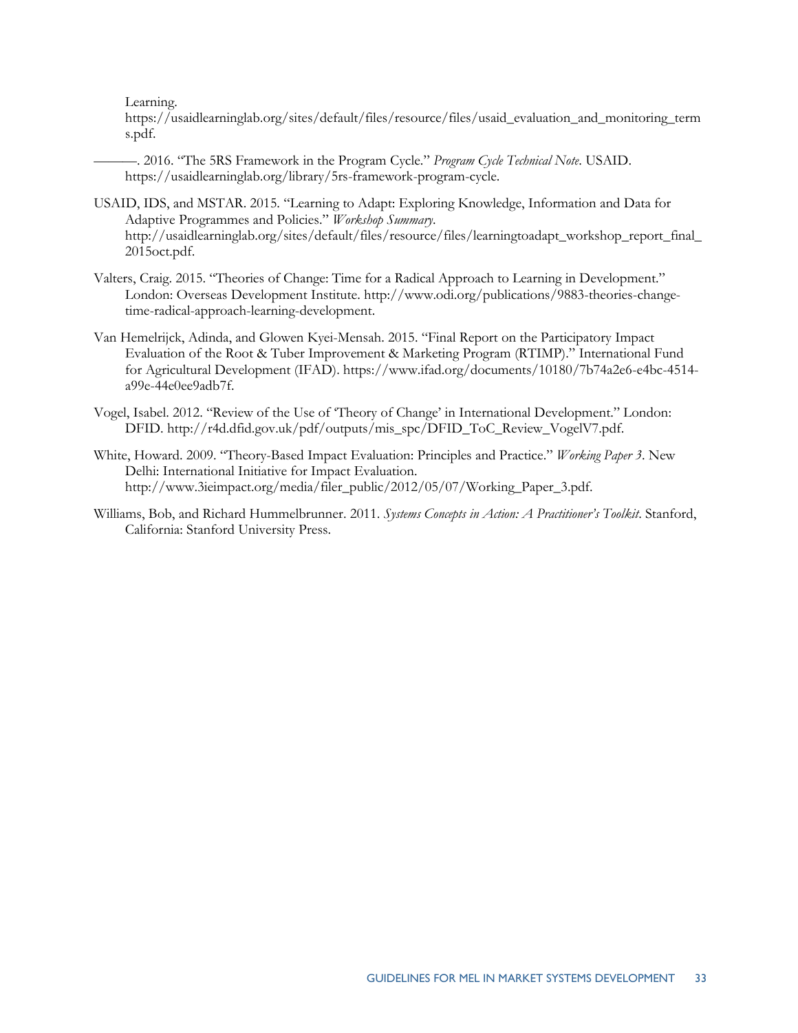Learning. https://usaidlearninglab.org/sites/default/files/resource/files/usaid_evaluation_and_monitoring_terms.pdf.

———. 2016. "The 5RS Framework in the Program Cycle." *Program Cycle Technical Note*. USAID. https://usaidlearninglab.org/library/5rs-framework-program-cycle.

USAID, IDS, and MSTAR. 2015. "Learning to Adapt: Exploring Knowledge, Information and Data for Adaptive Programmes and Policies." *Workshop Summary*. http://usaidlearninglab.org/sites/default/files/resource/files/learningtoadapt_workshop_report_final_2015oct.pdf.

Valters, Craig. 2015. "Theories of Change: Time for a Radical Approach to Learning in Development." London: Overseas Development Institute. http://www.odi.org/publications/9883-theories-change-time-radical-approach-learning-development.

Van Hemelrijck, Adinda, and Glowen Kyei-Mensah. 2015. "Final Report on the Participatory Impact Evaluation of the Root & Tuber Improvement & Marketing Program (RTIMP)." International Fund for Agricultural Development (IFAD). https://www.ifad.org/documents/10180/7b74a2e6-e4bc-4514-a99e-44e0ee9adb7f.

Vogel, Isabel. 2012. "Review of the Use of 'Theory of Change' in International Development." London: DFID. http://r4d.dfid.gov.uk/pdf/outputs/mis_spc/DFID_ToC_Review_VogelV7.pdf.

White, Howard. 2009. "Theory-Based Impact Evaluation: Principles and Practice." *Working Paper 3*. New Delhi: International Initiative for Impact Evaluation. http://www.3ieimpact.org/media/filer_public/2012/05/07/Working_Paper_3.pdf.

Williams, Bob, and Richard Hummelbrunner. 2011. *Systems Concepts in Action: A Practitioner's Toolkit*. Stanford, California: Stanford University Press.